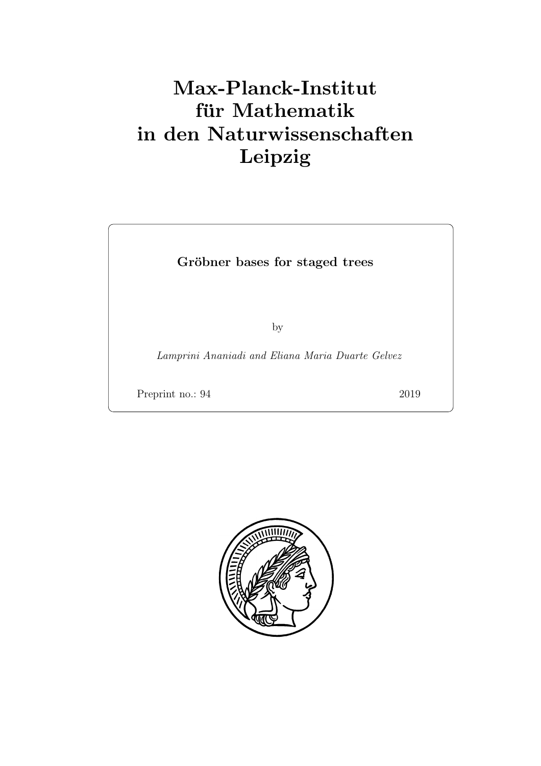# Max-Planck-Institut für Mathematik in den Naturwissenschaften Leipzig

**Gröbner bases for staged trees**

by

*Lamprini Ananiadi and Eliana Maria Duarte Gelvez*

Preprint no.: 94 2019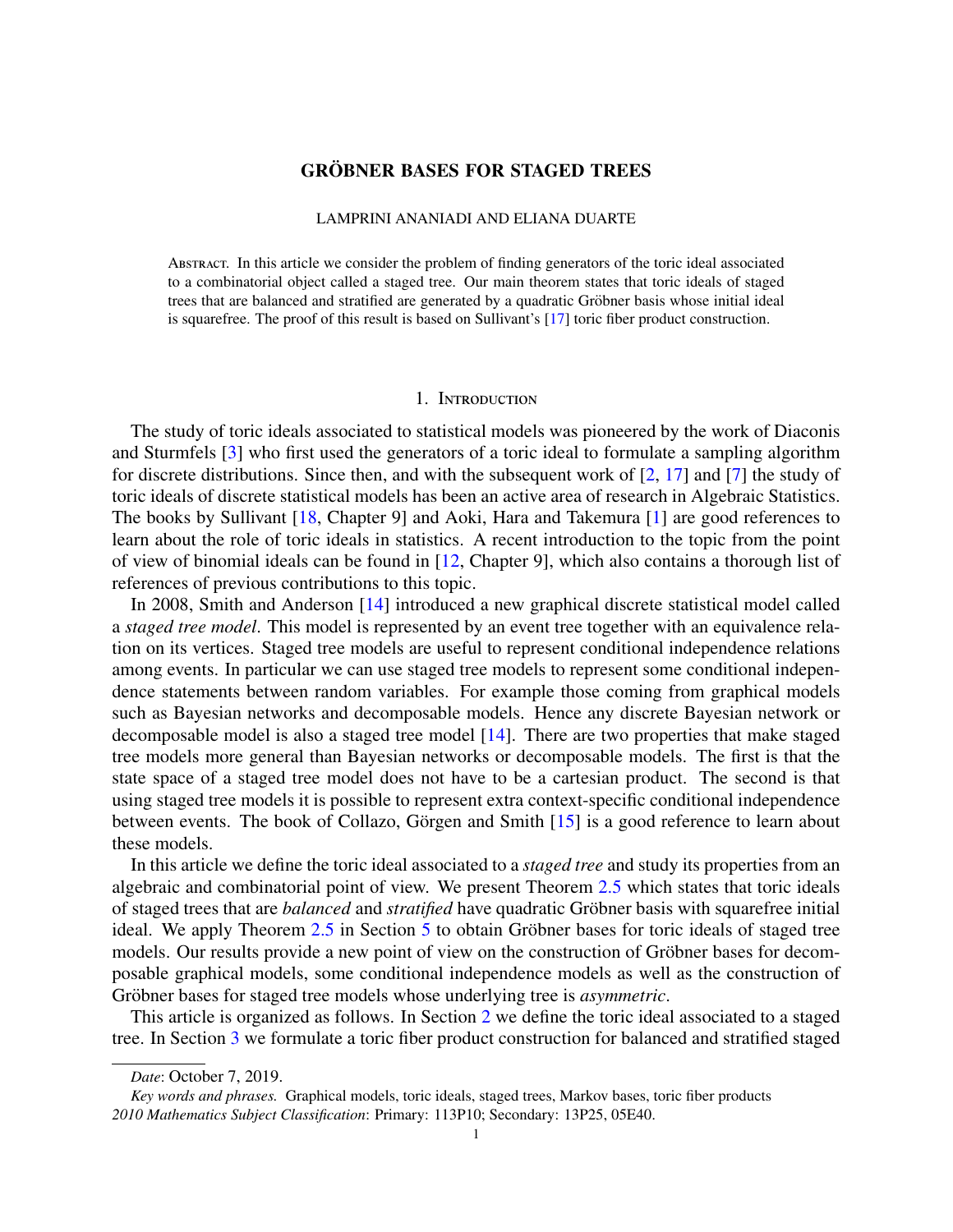# GRÖBNER BASES FOR STAGED TREES

LAMPRINI ANANIADI AND ELIANA DUARTE

Abstract. In this article we consider the problem of finding generators of the toric ideal associated to a combinatorial object called a staged tree. Our main theorem states that toric ideals of staged trees that are balanced and stratified are generated by a quadratic Gröbner basis whose initial ideal is squarefree. The proof of this result is based on Sullivant's [17] toric fiber product construction.

## 1. Introduction

The study of toric ideals associated to statistical models was pioneered by the work of Diaconis and Sturmfels [3] who first used the generators of a toric ideal to formulate a sampling algorithm for discrete distributions. Since then, and with the subsequent work of [2, 17] and [7] the study of toric ideals of discrete statistical models has been an active area of research in Algebraic Statistics. The books by Sullivant [18, Chapter 9] and Aoki, Hara and Takemura [1] are good references to learn about the role of toric ideals in statistics. A recent introduction to the topic from the point of view of binomial ideals can be found in [12, Chapter 9], which also contains a thorough list of references of previous contributions to this topic.

In 2008, Smith and Anderson [14] introduced a new graphical discrete statistical model called a *staged tree model*. This model is represented by an event tree together with an equivalence relation on its vertices. Staged tree models are useful to represent conditional independence relations among events. In particular we can use staged tree models to represent some conditional independence statements between random variables. For example those coming from graphical models such as Bayesian networks and decomposable models. Hence any discrete Bayesian network or decomposable model is also a staged tree model [14]. There are two properties that make staged tree models more general than Bayesian networks or decomposable models. The first is that the state space of a staged tree model does not have to be a cartesian product. The second is that using staged tree models it is possible to represent extra context-specific conditional independence between events. The book of Collazo, Görgen and Smith [15] is a good reference to learn about these models.

In this article we define the toric ideal associated to a *staged tree* and study its properties from an algebraic and combinatorial point of view. We present Theorem 2.5 which states that toric ideals of staged trees that are *balanced* and *stratified* have quadratic Gröbner basis with squarefree initial ideal. We apply Theorem 2.5 in Section 5 to obtain Gröbner bases for toric ideals of staged tree models. Our results provide a new point of view on the construction of Gröbner bases for decomposable graphical models, some conditional independence models as well as the construction of Gröbner bases for staged tree models whose underlying tree is *asymmetric*.

This article is organized as follows. In Section 2 we define the toric ideal associated to a staged tree. In Section 3 we formulate a toric fiber product construction for balanced and stratified staged

---

*Date*: October 7, 2019.

*Key words and phrases.* Graphical models, toric ideals, staged trees, Markov bases, toric fiber products

*2010 Mathematics Subject Classification*: Primary: 113P10; Secondary: 13P25, 05E40.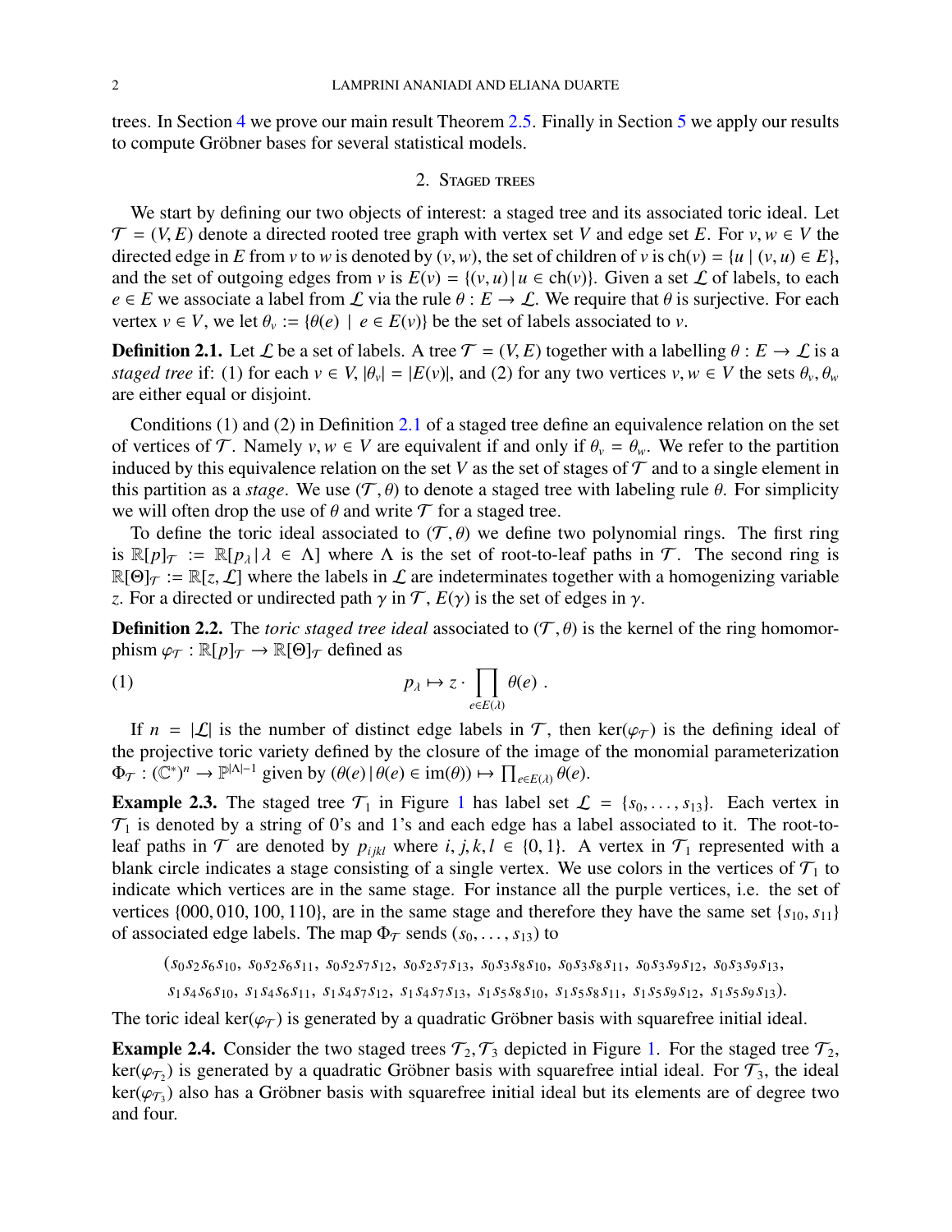trees. In Section 4 we prove our main result Theorem 2.5. Finally in Section 5 we apply our results to compute Gröbner bases for several statistical models.

## 2. Staged trees

We start by defining our two objects of interest: a staged tree and its associated toric ideal. Let $\mathcal{T} = (V, E)$ denote a directed rooted tree graph with vertex set $V$ and edge set $E$. For $v, w \in V$ the directed edge in $E$ from $v$ to $w$ is denoted by $(v, w)$, the set of children of $v$ is $\mathrm{ch}(v) = \{u \mid (v, u) \in E\}$, and the set of outgoing edges from $v$ is $E(v) = \{(v, u) \mid u \in \mathrm{ch}(v)\}$. Given a set $\mathcal{L}$ of labels, to each $e \in E$ we associate a label from $\mathcal{L}$ via the rule $\theta : E \to \mathcal{L}$. We require that $\theta$ is surjective. For each vertex $v \in V$, we let $\theta_v := \{\theta(e) \mid e \in E(v)\}$ be the set of labels associated to $v$.

**Definition 2.1.** Let $\mathcal{L}$ be a set of labels. A tree $\mathcal{T} = (V, E)$ together with a labelling $\theta : E \to \mathcal{L}$ is a *staged tree* if: (1) for each $v \in V$, $|\theta_v| = |E(v)|$, and (2) for any two vertices $v, w \in V$ the sets $\theta_v, \theta_w$ are either equal or disjoint.

Conditions (1) and (2) in Definition 2.1 of a staged tree define an equivalence relation on the set of vertices of $\mathcal{T}$. Namely $v, w \in V$ are equivalent if and only if $\theta_v = \theta_w$. We refer to the partition induced by this equivalence relation on the set $V$ as the set of stages of $\mathcal{T}$ and to a single element in this partition as a *stage*. We use $(\mathcal{T}, \theta)$ to denote a staged tree with labeling rule $\theta$. For simplicity we will often drop the use of $\theta$ and write $\mathcal{T}$ for a staged tree.

To define the toric ideal associated to $(\mathcal{T}, \theta)$ we define two polynomial rings. The first ring is $\mathbb{R}[p]_{\mathcal{T}} := \mathbb{R}[p_\lambda \mid \lambda \in \Lambda]$ where $\Lambda$ is the set of root-to-leaf paths in $\mathcal{T}$. The second ring is $\mathbb{R}[\Theta]_{\mathcal{T}} := \mathbb{R}[z, \mathcal{L}]$ where the labels in $\mathcal{L}$ are indeterminates together with a homogenizing variable $z$. For a directed or undirected path $\gamma$ in $\mathcal{T}$, $E(\gamma)$ is the set of edges in $\gamma$.

**Definition 2.2.** The *toric staged tree ideal* associated to $(\mathcal{T}, \theta)$ is the kernel of the ring homomorphism $\varphi_{\mathcal{T}} : \mathbb{R}[p]_{\mathcal{T}} \to \mathbb{R}[\Theta]_{\mathcal{T}}$ defined as

$$p_\lambda \mapsto z \cdot \prod_{e \in E(\lambda)} \theta(e) \ . \tag{1}$$

If $n = |\mathcal{L}|$ is the number of distinct edge labels in $\mathcal{T}$, then $\ker(\varphi_{\mathcal{T}})$ is the defining ideal of the projective toric variety defined by the closure of the image of the monomial parameterization $\Phi_{\mathcal{T}} : (\mathbb{C}^*)^n \to \mathbb{P}^{|\Lambda|-1}$ given by $(\theta(e) \mid \theta(e) \in \mathrm{im}(\theta)) \mapsto \prod_{e \in E(\lambda)} \theta(e)$.

**Example 2.3.** The staged tree $\mathcal{T}_1$ in Figure 1 has label set $\mathcal{L} = \{s_0, \ldots, s_{13}\}$. Each vertex in $\mathcal{T}_1$ is denoted by a string of 0's and 1's and each edge has a label associated to it. The root-to-leaf paths in $\mathcal{T}$ are denoted by $p_{ijkl}$ where $i, j, k, l \in \{0, 1\}$. A vertex in $\mathcal{T}_1$ represented with a blank circle indicates a stage consisting of a single vertex. We use colors in the vertices of $\mathcal{T}_1$ to indicate which vertices are in the same stage. For instance all the purple vertices, i.e. the set of vertices $\{000, 010, 100, 110\}$, are in the same stage and therefore they have the same set $\{s_{10}, s_{11}\}$ of associated edge labels. The map $\Phi_{\mathcal{T}}$ sends $(s_0, \ldots, s_{13})$ to

$$(s_0s_2s_6s_{10},\ s_0s_2s_6s_{11},\ s_0s_2s_7s_{12},\ s_0s_2s_7s_{13},\ s_0s_3s_8s_{10},\ s_0s_3s_8s_{11},\ s_0s_3s_9s_{12},\ s_0s_3s_9s_{13},$$
$$s_1s_4s_6s_{10},\ s_1s_4s_6s_{11},\ s_1s_4s_7s_{12},\ s_1s_4s_7s_{13},\ s_1s_5s_8s_{10},\ s_1s_5s_8s_{11},\ s_1s_5s_9s_{12},\ s_1s_5s_9s_{13}).$$

The toric ideal $\ker(\varphi_{\mathcal{T}})$ is generated by a quadratic Gröbner basis with squarefree initial ideal.

**Example 2.4.** Consider the two staged trees $\mathcal{T}_2, \mathcal{T}_3$ depicted in Figure 1. For the staged tree $\mathcal{T}_2$, $\ker(\varphi_{\mathcal{T}_2})$ is generated by a quadratic Gröbner basis with squarefree intial ideal. For $\mathcal{T}_3$, the ideal $\ker(\varphi_{\mathcal{T}_3})$ also has a Gröbner basis with squarefree initial ideal but its elements are of degree two and four.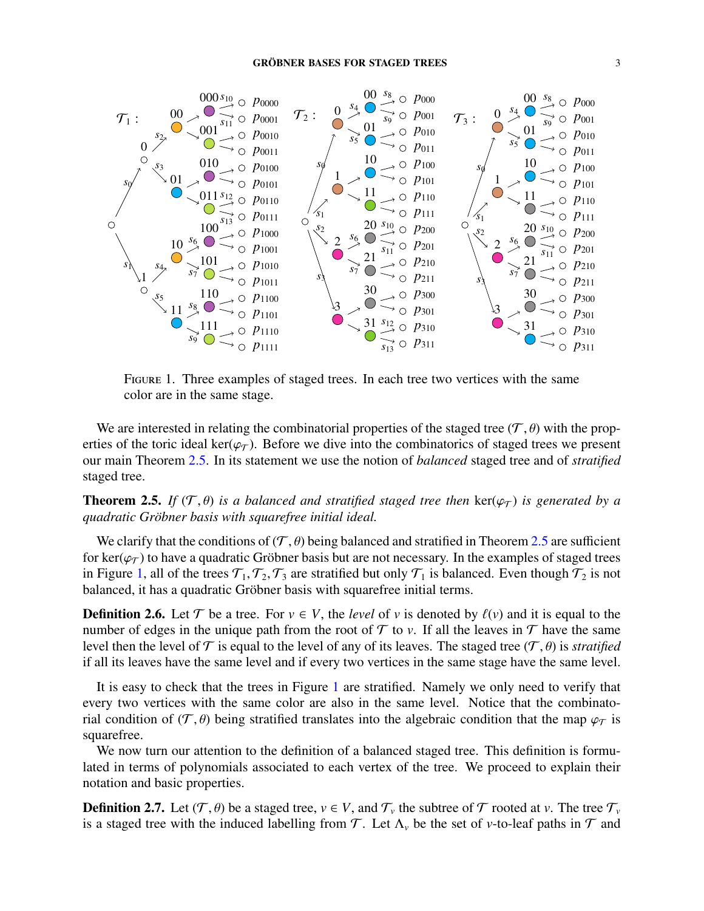FIGURE 1. Three examples of staged trees. In each tree two vertices with the same color are in the same stage.

We are interested in relating the combinatorial properties of the staged tree $(\mathcal{T}, \theta)$ with the properties of the toric ideal $\ker(\varphi_{\mathcal{T}})$. Before we dive into the combinatorics of staged trees we present our main Theorem 2.5. In its statement we use the notion of *balanced* staged tree and of *stratified* staged tree.

**Theorem 2.5.** *If $(\mathcal{T}, \theta)$ is a balanced and stratified staged tree then $\ker(\varphi_{\mathcal{T}})$ is generated by a quadratic Gröbner basis with squarefree initial ideal.*

We clarify that the conditions of $(\mathcal{T}, \theta)$ being balanced and stratified in Theorem 2.5 are sufficient for $\ker(\varphi_{\mathcal{T}})$ to have a quadratic Gröbner basis but are not necessary. In the examples of staged trees in Figure 1, all of the trees $\mathcal{T}_1, \mathcal{T}_2, \mathcal{T}_3$ are stratified but only $\mathcal{T}_1$ is balanced. Even though $\mathcal{T}_2$ is not balanced, it has a quadratic Gröbner basis with squarefree initial terms.

**Definition 2.6.** Let $\mathcal{T}$ be a tree. For $v \in V$, the *level* of $v$ is denoted by $\ell(v)$ and it is equal to the number of edges in the unique path from the root of $\mathcal{T}$ to $v$. If all the leaves in $\mathcal{T}$ have the same level then the level of $\mathcal{T}$ is equal to the level of any of its leaves. The staged tree $(\mathcal{T}, \theta)$ is *stratified* if all its leaves have the same level and if every two vertices in the same stage have the same level.

It is easy to check that the trees in Figure 1 are stratified. Namely we only need to verify that every two vertices with the same color are also in the same level. Notice that the combinatorial condition of $(\mathcal{T}, \theta)$ being stratified translates into the algebraic condition that the map $\varphi_{\mathcal{T}}$ is squarefree.

We now turn our attention to the definition of a balanced staged tree. This definition is formulated in terms of polynomials associated to each vertex of the tree. We proceed to explain their notation and basic properties.

**Definition 2.7.** Let $(\mathcal{T}, \theta)$ be a staged tree, $v \in V$, and $\mathcal{T}_v$ the subtree of $\mathcal{T}$ rooted at $v$. The tree $\mathcal{T}_v$ is a staged tree with the induced labelling from $\mathcal{T}$. Let $\Lambda_v$ be the set of $v$-to-leaf paths in $\mathcal{T}$ and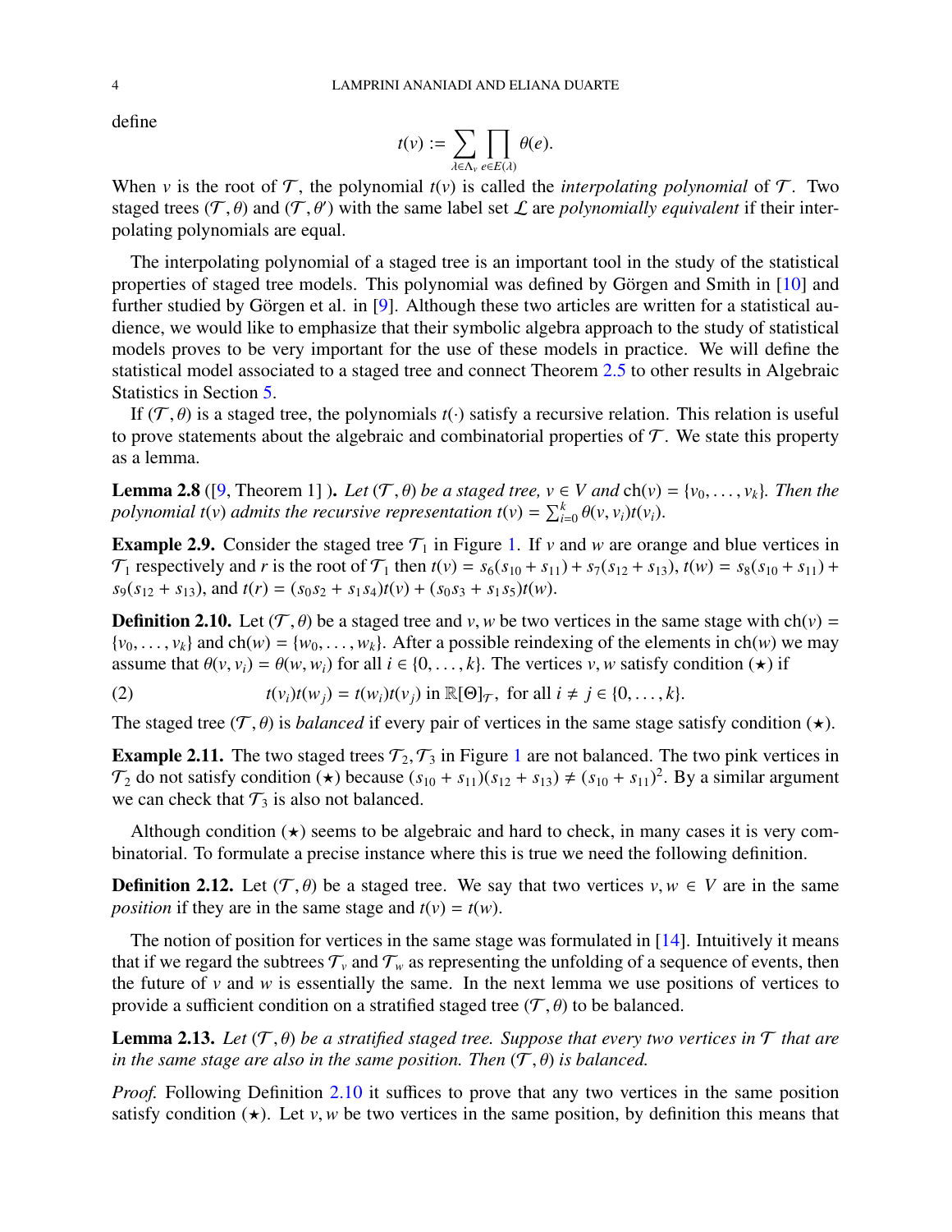define

$$t(v) := \sum_{\lambda \in \Lambda_v} \prod_{e \in E(\lambda)} \theta(e).$$

When $v$ is the root of $\mathcal{T}$, the polynomial $t(v)$ is called the *interpolating polynomial* of $\mathcal{T}$. Two staged trees $(\mathcal{T}, \theta)$ and $(\mathcal{T}, \theta')$ with the same label set $\mathcal{L}$ are *polynomially equivalent* if their interpolating polynomials are equal.

The interpolating polynomial of a staged tree is an important tool in the study of the statistical properties of staged tree models. This polynomial was defined by Görgen and Smith in [10] and further studied by Görgen et al. in [9]. Although these two articles are written for a statistical audience, we would like to emphasize that their symbolic algebra approach to the study of statistical models proves to be very important for the use of these models in practice. We will define the statistical model associated to a staged tree and connect Theorem 2.5 to other results in Algebraic Statistics in Section 5.

If $(\mathcal{T}, \theta)$ is a staged tree, the polynomials $t(\cdot)$ satisfy a recursive relation. This relation is useful to prove statements about the algebraic and combinatorial properties of $\mathcal{T}$. We state this property as a lemma.

**Lemma 2.8** ([9, Theorem 1] ). *Let $(\mathcal{T}, \theta)$ be a staged tree, $v \in V$ and $\mathrm{ch}(v) = \{v_0, \dots, v_k\}$. Then the polynomial $t(v)$ admits the recursive representation $t(v) = \sum_{i=0}^{k} \theta(v, v_i) t(v_i)$.*

**Example 2.9.** Consider the staged tree $\mathcal{T}_1$ in Figure 1. If $v$ and $w$ are orange and blue vertices in $\mathcal{T}_1$ respectively and $r$ is the root of $\mathcal{T}_1$ then $t(v) = s_6(s_{10} + s_{11}) + s_7(s_{12} + s_{13})$, $t(w) = s_8(s_{10} + s_{11}) + s_9(s_{12} + s_{13})$, and $t(r) = (s_0 s_2 + s_1 s_4)t(v) + (s_0 s_3 + s_1 s_5)t(w)$.

**Definition 2.10.** Let $(\mathcal{T}, \theta)$ be a staged tree and $v, w$ be two vertices in the same stage with $\mathrm{ch}(v) = \{v_0, \dots, v_k\}$ and $\mathrm{ch}(w) = \{w_0, \dots, w_k\}$. After a possible reindexing of the elements in $\mathrm{ch}(w)$ we may assume that $\theta(v, v_i) = \theta(w, w_i)$ for all $i \in \{0, \dots, k\}$. The vertices $v, w$ satisfy condition $(\star)$ if

$$t(v_i)t(w_j) = t(w_i)t(v_j) \text{ in } \mathbb{R}[\Theta]_{\mathcal{T}}, \text{ for all } i \neq j \in \{0, \dots, k\}. \tag{2}$$

The staged tree $(\mathcal{T}, \theta)$ is *balanced* if every pair of vertices in the same stage satisfy condition $(\star)$.

**Example 2.11.** The two staged trees $\mathcal{T}_2, \mathcal{T}_3$ in Figure 1 are not balanced. The two pink vertices in $\mathcal{T}_2$ do not satisfy condition $(\star)$ because $(s_{10} + s_{11})(s_{12} + s_{13}) \neq (s_{10} + s_{11})^2$. By a similar argument we can check that $\mathcal{T}_3$ is also not balanced.

Although condition $(\star)$ seems to be algebraic and hard to check, in many cases it is very combinatorial. To formulate a precise instance where this is true we need the following definition.

**Definition 2.12.** Let $(\mathcal{T}, \theta)$ be a staged tree. We say that two vertices $v, w \in V$ are in the same *position* if they are in the same stage and $t(v) = t(w)$.

The notion of position for vertices in the same stage was formulated in [14]. Intuitively it means that if we regard the subtrees $\mathcal{T}_v$ and $\mathcal{T}_w$ as representing the unfolding of a sequence of events, then the future of $v$ and $w$ is essentially the same. In the next lemma we use positions of vertices to provide a sufficient condition on a stratified staged tree $(\mathcal{T}, \theta)$ to be balanced.

**Lemma 2.13.** *Let $(\mathcal{T}, \theta)$ be a stratified staged tree. Suppose that every two vertices in $\mathcal{T}$ that are in the same stage are also in the same position. Then $(\mathcal{T}, \theta)$ is balanced.*

*Proof.* Following Definition 2.10 it suffices to prove that any two vertices in the same position satisfy condition $(\star)$. Let $v, w$ be two vertices in the same position, by definition this means that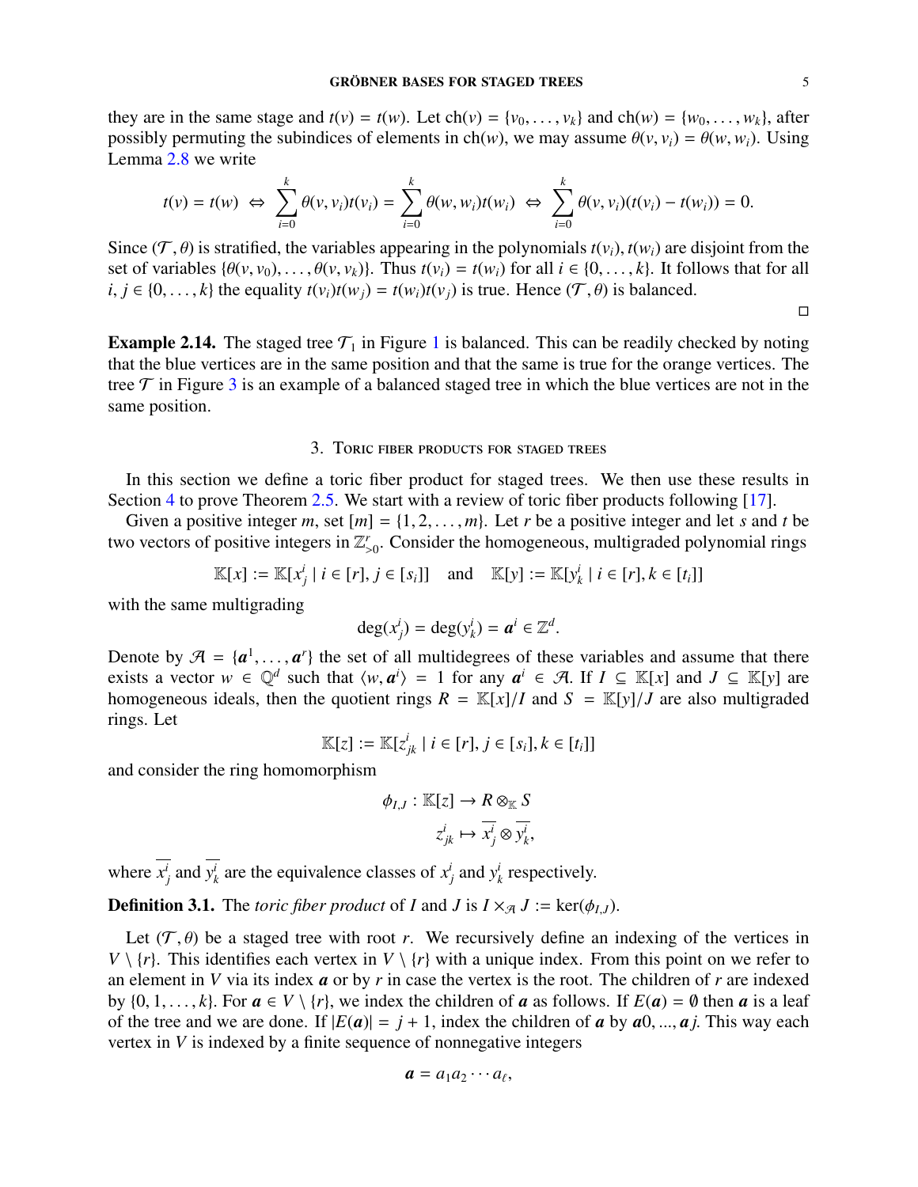they are in the same stage and $t(v) = t(w)$. Let $\mathrm{ch}(v) = \{v_0, \ldots, v_k\}$ and $\mathrm{ch}(w) = \{w_0, \ldots, w_k\}$, after possibly permuting the subindices of elements in $\mathrm{ch}(w)$, we may assume $\theta(v, v_i) = \theta(w, w_i)$. Using Lemma 2.8 we write

$$t(v) = t(w) \;\Leftrightarrow\; \sum_{i=0}^{k} \theta(v, v_i) t(v_i) = \sum_{i=0}^{k} \theta(w, w_i) t(w_i) \;\Leftrightarrow\; \sum_{i=0}^{k} \theta(v, v_i)(t(v_i) - t(w_i)) = 0.$$

Since $(\mathcal{T}, \theta)$ is stratified, the variables appearing in the polynomials $t(v_i), t(w_i)$ are disjoint from the set of variables $\{\theta(v, v_0), \ldots, \theta(v, v_k)\}$. Thus $t(v_i) = t(w_i)$ for all $i \in \{0, \ldots, k\}$. It follows that for all $i, j \in \{0, \ldots, k\}$ the equality $t(v_i)t(w_j) = t(w_i)t(v_j)$ is true. Hence $(\mathcal{T}, \theta)$ is balanced.

□

**Example 2.14.** The staged tree $\mathcal{T}_1$ in Figure 1 is balanced. This can be readily checked by noting that the blue vertices are in the same position and that the same is true for the orange vertices. The tree $\mathcal{T}$ in Figure 3 is an example of a balanced staged tree in which the blue vertices are not in the same position.

## 3. Toric fiber products for staged trees

In this section we define a toric fiber product for staged trees. We then use these results in Section 4 to prove Theorem 2.5. We start with a review of toric fiber products following [17].

Given a positive integer $m$, set $[m] = \{1, 2, \ldots, m\}$. Let $r$ be a positive integer and let $s$ and $t$ be two vectors of positive integers in $\mathbb{Z}^r_{>0}$. Consider the homogeneous, multigraded polynomial rings

$$\mathbb{K}[x] := \mathbb{K}[x^i_j \mid i \in [r], j \in [s_i]] \quad \text{and} \quad \mathbb{K}[y] := \mathbb{K}[y^i_k \mid i \in [r], k \in [t_i]]$$

with the same multigrading

$$\deg(x^i_j) = \deg(y^i_k) = \boldsymbol{a}^i \in \mathbb{Z}^d.$$

Denote by $\mathcal{A} = \{\boldsymbol{a}^1, \ldots, \boldsymbol{a}^r\}$ the set of all multidegrees of these variables and assume that there exists a vector $w \in \mathbb{Q}^d$ such that $\langle w, \boldsymbol{a}^i \rangle = 1$ for any $\boldsymbol{a}^i \in \mathcal{A}$. If $I \subseteq \mathbb{K}[x]$ and $J \subseteq \mathbb{K}[y]$ are homogeneous ideals, then the quotient rings $R = \mathbb{K}[x]/I$ and $S = \mathbb{K}[y]/J$ are also multigraded rings. Let

$$\mathbb{K}[z] := \mathbb{K}[z^i_{jk} \mid i \in [r], j \in [s_i], k \in [t_i]]$$

and consider the ring homomorphism

$$\begin{aligned}\phi_{I,J} : \mathbb{K}[z] &\to R \otimes_{\mathbb{K}} S \\ z^i_{jk} &\mapsto \overline{x^i_j} \otimes \overline{y^i_k},\end{aligned}$$

where $\overline{x^i_j}$ and $\overline{y^i_k}$ are the equivalence classes of $x^i_j$ and $y^i_k$ respectively.

**Definition 3.1.** The *toric fiber product* of $I$ and $J$ is $I \times_{\mathcal{A}} J := \ker(\phi_{I,J})$.

Let $(\mathcal{T}, \theta)$ be a staged tree with root $r$. We recursively define an indexing of the vertices in $V \setminus \{r\}$. This identifies each vertex in $V \setminus \{r\}$ with a unique index. From this point on we refer to an element in $V$ via its index $\boldsymbol{a}$ or by $r$ in case the vertex is the root. The children of $r$ are indexed by $\{0, 1, \ldots, k\}$. For $\boldsymbol{a} \in V \setminus \{r\}$, we index the children of $\boldsymbol{a}$ as follows. If $E(\boldsymbol{a}) = \emptyset$ then $\boldsymbol{a}$ is a leaf of the tree and we are done. If $|E(\boldsymbol{a})| = j + 1$, index the children of $\boldsymbol{a}$ by $\boldsymbol{a}0, \ldots, \boldsymbol{a}j$. This way each vertex in $V$ is indexed by a finite sequence of nonnegative integers

$$\boldsymbol{a} = a_1 a_2 \cdots a_\ell,$$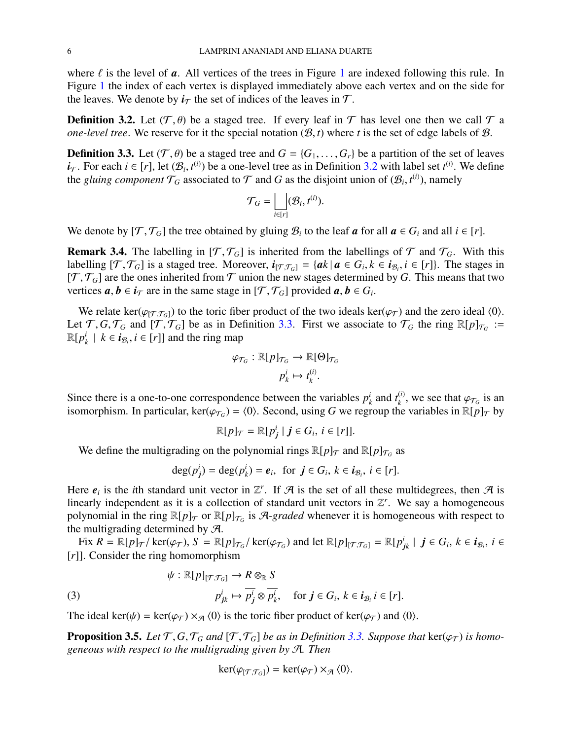where $\ell$ is the level of $\boldsymbol{a}$. All vertices of the trees in Figure 1 are indexed following this rule. In Figure 1 the index of each vertex is displayed immediately above each vertex and on the side for the leaves. We denote by $\boldsymbol{i}_{\mathcal{T}}$ the set of indices of the leaves in $\mathcal{T}$.

**Definition 3.2.** Let $(\mathcal{T}, \theta)$ be a staged tree. If every leaf in $\mathcal{T}$ has level one then we call $\mathcal{T}$ a *one-level tree*. We reserve for it the special notation $(\mathcal{B}, t)$ where $t$ is the set of edge labels of $\mathcal{B}$.

**Definition 3.3.** Let $(\mathcal{T}, \theta)$ be a staged tree and $G = \{G_1, \ldots, G_r\}$ be a partition of the set of leaves $\boldsymbol{i}_{\mathcal{T}}$. For each $i \in [r]$, let $(\mathcal{B}_i, t^{(i)})$ be a one-level tree as in Definition 3.2 with label set $t^{(i)}$. We define the *gluing component* $\mathcal{T}_G$ associated to $\mathcal{T}$ and $G$ as the disjoint union of $(\mathcal{B}_i, t^{(i)})$, namely

$$\mathcal{T}_G = \bigsqcup_{i \in [r]} (\mathcal{B}_i, t^{(i)}).$$

We denote by $[\mathcal{T}, \mathcal{T}_G]$ the tree obtained by gluing $\mathcal{B}_i$ to the leaf $\boldsymbol{a}$ for all $\boldsymbol{a} \in G_i$ and all $i \in [r]$.

**Remark 3.4.** The labelling in $[\mathcal{T}, \mathcal{T}_G]$ is inherited from the labellings of $\mathcal{T}$ and $\mathcal{T}_G$. With this labelling $[\mathcal{T}, \mathcal{T}_G]$ is a staged tree. Moreover, $\boldsymbol{i}_{[\mathcal{T}, \mathcal{T}_G]} = \{\boldsymbol{a}k \,|\, \boldsymbol{a} \in G_i, k \in \boldsymbol{i}_{\mathcal{B}_i}, i \in [r]\}$. The stages in $[\mathcal{T}, \mathcal{T}_G]$ are the ones inherited from $\mathcal{T}$ union the new stages determined by $G$. This means that two vertices $\boldsymbol{a}, \boldsymbol{b} \in \boldsymbol{i}_{\mathcal{T}}$ are in the same stage in $[\mathcal{T}, \mathcal{T}_G]$ provided $\boldsymbol{a}, \boldsymbol{b} \in G_i$.

We relate $\ker(\varphi_{[\mathcal{T}, \mathcal{T}_G]})$ to the toric fiber product of the two ideals $\ker(\varphi_{\mathcal{T}})$ and the zero ideal $\langle 0 \rangle$. Let $\mathcal{T}, G, \mathcal{T}_G$ and $[\mathcal{T}, \mathcal{T}_G]$ be as in Definition 3.3. First we associate to $\mathcal{T}_G$ the ring $\mathbb{R}[p]_{\mathcal{T}_G} := \mathbb{R}[p^i_k \mid k \in \boldsymbol{i}_{\mathcal{B}_i}, i \in [r]]$ and the ring map

$$\begin{aligned} \varphi_{\mathcal{T}_G} : \mathbb{R}[p]_{\mathcal{T}_G} &\to \mathbb{R}[\Theta]_{\mathcal{T}_G} \\ p^i_k &\mapsto t^{(i)}_k. \end{aligned}$$

Since there is a one-to-one correspondence between the variables $p^i_k$ and $t^{(i)}_k$, we see that $\varphi_{\mathcal{T}_G}$ is an isomorphism. In particular, $\ker(\varphi_{\mathcal{T}_G}) = \langle 0 \rangle$. Second, using $G$ we regroup the variables in $\mathbb{R}[p]_{\mathcal{T}}$ by

$$\mathbb{R}[p]_{\mathcal{T}} = \mathbb{R}[p^i_{\boldsymbol{j}} \mid \boldsymbol{j} \in G_i,\ i \in [r]].$$

We define the multigrading on the polynomial rings $\mathbb{R}[p]_{\mathcal{T}}$ and $\mathbb{R}[p]_{\mathcal{T}_G}$ as

$$\deg(p^i_{\boldsymbol{j}}) = \deg(p^i_k) = \boldsymbol{e}_i, \text{ for } \boldsymbol{j} \in G_i,\ k \in \boldsymbol{i}_{\mathcal{B}_i},\ i \in [r].$$

Here $\boldsymbol{e}_i$ is the $i$th standard unit vector in $\mathbb{Z}^r$. If $\mathcal{A}$ is the set of all these multidegrees, then $\mathcal{A}$ is linearly independent as it is a collection of standard unit vectors in $\mathbb{Z}^r$. We say a homogeneous polynomial in the ring $\mathbb{R}[p]_{\mathcal{T}}$ or $\mathbb{R}[p]_{\mathcal{T}_G}$ is *$\mathcal{A}$-graded* whenever it is homogeneous with respect to the multigrading determined by $\mathcal{A}$.

Fix $R = \mathbb{R}[p]_{\mathcal{T}} / \ker(\varphi_{\mathcal{T}})$, $S = \mathbb{R}[p]_{\mathcal{T}_G} / \ker(\varphi_{\mathcal{T}_G})$ and let $\mathbb{R}[p]_{[\mathcal{T}, \mathcal{T}_G]} = \mathbb{R}[p^i_{\boldsymbol{j}k} \mid \boldsymbol{j} \in G_i, k \in \boldsymbol{i}_{\mathcal{B}_i}, i \in [r]]$. Consider the ring homomorphism

$$\begin{aligned} \psi : \mathbb{R}[p]_{[\mathcal{T}, \mathcal{T}_G]} &\to R \otimes_{\mathbb{R}} S \\ p^i_{\boldsymbol{j}k} &\mapsto \overline{p^i_{\boldsymbol{j}}} \otimes \overline{p^i_k}, \quad \text{for } \boldsymbol{j} \in G_i,\ k \in \boldsymbol{i}_{\mathcal{B}_i}\ i \in [r]. \end{aligned} \tag{3}$$

The ideal $\ker(\psi) = \ker(\varphi_{\mathcal{T}}) \times_{\mathcal{A}} \langle 0 \rangle$ is the toric fiber product of $\ker(\varphi_{\mathcal{T}})$ and $\langle 0 \rangle$.

**Proposition 3.5.** *Let $\mathcal{T}, G, \mathcal{T}_G$ and $[\mathcal{T}, \mathcal{T}_G]$ be as in Definition 3.3. Suppose that $\ker(\varphi_{\mathcal{T}})$ is homogeneous with respect to the multigrading given by $\mathcal{A}$. Then*

$$\ker(\varphi_{[\mathcal{T}, \mathcal{T}_G]}) = \ker(\varphi_{\mathcal{T}}) \times_{\mathcal{A}} \langle 0 \rangle.$$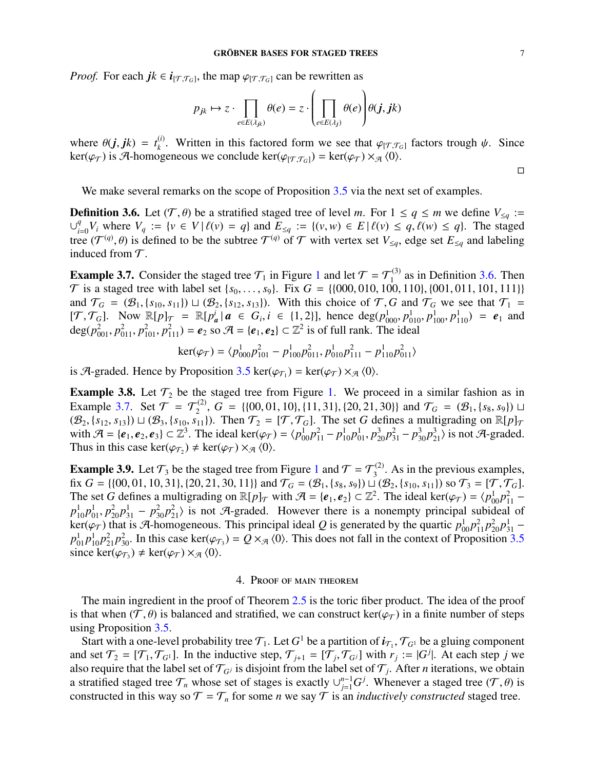*Proof.* For each $\boldsymbol{jk} \in \boldsymbol{i}_{[\mathcal{T},\mathcal{T}_G]}$, the map $\varphi_{[\mathcal{T},\mathcal{T}_G]}$ can be rewritten as

$$p_{\boldsymbol{jk}} \mapsto z \cdot \prod_{e \in E(\lambda_{\boldsymbol{jk}})} \theta(e) = z \cdot \left( \prod_{e \in E(\lambda_{\boldsymbol{j}})} \theta(e) \right) \theta(\boldsymbol{j}, \boldsymbol{jk})$$

where $\theta(\boldsymbol{j}, \boldsymbol{jk}) = t_k^{(i)}$. Written in this factored form we see that $\varphi_{[\mathcal{T},\mathcal{T}_G]}$ factors trough $\psi$. Since $\ker(\varphi_{\mathcal{T}})$ is $\mathcal{A}$-homogeneous we conclude $\ker(\varphi_{[\mathcal{T},\mathcal{T}_G]}) = \ker(\varphi_{\mathcal{T}}) \times_{\mathcal{A}} \langle 0 \rangle$. □

We make several remarks on the scope of Proposition 3.5 via the next set of examples.

**Definition 3.6.** Let $(\mathcal{T}, \theta)$ be a stratified staged tree of level $m$. For $1 \leq q \leq m$ we define $V_{\leq q} := \cup_{i=0}^{q} V_i$ where $V_q := \{v \in V \,|\, \ell(v) = q\}$ and $E_{\leq q} := \{(v, w) \in E \,|\, \ell(v) \leq q, \ell(w) \leq q\}$. The staged tree $(\mathcal{T}^{(q)}, \theta)$ is defined to be the subtree $\mathcal{T}^{(q)}$ of $\mathcal{T}$ with vertex set $V_{\leq q}$, edge set $E_{\leq q}$ and labeling induced from $\mathcal{T}$.

**Example 3.7.** Consider the staged tree $\mathcal{T}_1$ in Figure 1 and let $\mathcal{T} = \mathcal{T}_1^{(3)}$ as in Definition 3.6. Then $\mathcal{T}$ is a staged tree with label set $\{s_0, \ldots, s_9\}$. Fix $G = \{\{000, 010, 100, 110\}, \{001, 011, 101, 111\}\}$ and $\mathcal{T}_G = (\mathcal{B}_1, \{s_{10}, s_{11}\}) \sqcup (\mathcal{B}_2, \{s_{12}, s_{13}\})$. With this choice of $\mathcal{T}, G$ and $\mathcal{T}_G$ we see that $\mathcal{T}_1 = [\mathcal{T}, \mathcal{T}_G]$. Now $\mathbb{R}[p]_{\mathcal{T}} = \mathbb{R}[p_{\boldsymbol{a}}^i \,|\, \boldsymbol{a} \in G_i, i \in \{1, 2\}]$, hence $\deg(p_{000}^1, p_{010}^1, p_{100}^1, p_{110}^1) = \boldsymbol{e}_1$ and $\deg(p_{001}^2, p_{011}^2, p_{101}^2, p_{111}^2) = \boldsymbol{e}_2$ so $\mathcal{A} = \{\boldsymbol{e}_1, \boldsymbol{e}_2\} \subset \mathbb{Z}^2$ is of full rank. The ideal

$$\ker(\varphi_{\mathcal{T}}) = \langle p_{000}^1 p_{101}^2 - p_{100}^1 p_{011}^2, p_{010}^1 p_{111}^2 - p_{110}^1 p_{011}^2 \rangle$$

is $\mathcal{A}$-graded. Hence by Proposition 3.5 $\ker(\varphi_{\mathcal{T}_1}) = \ker(\varphi_{\mathcal{T}}) \times_{\mathcal{A}} \langle 0 \rangle$.

**Example 3.8.** Let $\mathcal{T}_2$ be the staged tree from Figure 1. We proceed in a similar fashion as in Example 3.7. Set $\mathcal{T} = \mathcal{T}_2^{(2)}$, $G = \{\{00, 01, 10\}, \{11, 31\}, \{20, 21, 30\}\}$ and $\mathcal{T}_G = (\mathcal{B}_1, \{s_8, s_9\}) \sqcup (\mathcal{B}_2, \{s_{12}, s_{13}\}) \sqcup (\mathcal{B}_3, \{s_{10}, s_{11}\})$. Then $\mathcal{T}_2 = [\mathcal{T}, \mathcal{T}_G]$. The set $G$ defines a multigrading on $\mathbb{R}[p]_{\mathcal{T}}$ with $\mathcal{A} = \{\boldsymbol{e}_1, \boldsymbol{e}_2, \boldsymbol{e}_3\} \subset \mathbb{Z}^3$. The ideal $\ker(\varphi_{\mathcal{T}}) = \langle p_{00}^1 p_{11}^2 - p_{10}^1 p_{01}^1, p_{20}^3 p_{31}^2 - p_{30}^3 p_{21}^3 \rangle$ is not $\mathcal{A}$-graded. Thus in this case $\ker(\varphi_{\mathcal{T}_2}) \neq \ker(\varphi_{\mathcal{T}}) \times_{\mathcal{A}} \langle 0 \rangle$.

**Example 3.9.** Let $\mathcal{T}_3$ be the staged tree from Figure 1 and $\mathcal{T} = \mathcal{T}_3^{(2)}$. As in the previous examples, fix $G = \{\{00, 01, 10, 31\}, \{20, 21, 30, 11\}\}$ and $\mathcal{T}_G = (\mathcal{B}_1, \{s_8, s_9\}) \sqcup (\mathcal{B}_2, \{s_{10}, s_{11}\})$ so $\mathcal{T}_3 = [\mathcal{T}, \mathcal{T}_G]$. The set $G$ defines a multigrading on $\mathbb{R}[p]_{\mathcal{T}}$ with $\mathcal{A} = \{\boldsymbol{e}_1, \boldsymbol{e}_2\} \subset \mathbb{Z}^2$. The ideal $\ker(\varphi_{\mathcal{T}}) = \langle p_{00}^1 p_{11}^2 - p_{10}^1 p_{01}^1, p_{20}^2 p_{31}^1 - p_{30}^2 p_{21}^2 \rangle$ is not $\mathcal{A}$-graded. However there is a nonempty principal subideal of $\ker(\varphi_{\mathcal{T}})$ that is $\mathcal{A}$-homogeneous. This principal ideal $Q$ is generated by the quartic $p_{00}^1 p_{11}^2 p_{20}^2 p_{31}^1 - p_{01}^1 p_{10}^1 p_{21}^2 p_{30}^2$. In this case $\ker(\varphi_{\mathcal{T}_3}) = Q \times_{\mathcal{A}} \langle 0 \rangle$. This does not fall in the context of Proposition 3.5 since $\ker(\varphi_{\mathcal{T}_3}) \neq \ker(\varphi_{\mathcal{T}}) \times_{\mathcal{A}} \langle 0 \rangle$.

## 4. Proof of main theorem

The main ingredient in the proof of Theorem 2.5 is the toric fiber product. The idea of the proof is that when $(\mathcal{T}, \theta)$ is balanced and stratified, we can construct $\ker(\varphi_{\mathcal{T}})$ in a finite number of steps using Proposition 3.5.

Start with a one-level probability tree $\mathcal{T}_1$. Let $G^1$ be a partition of $\boldsymbol{i}_{\mathcal{T}_1}$, $\mathcal{T}_{G^1}$ be a gluing component and set $\mathcal{T}_2 = [\mathcal{T}_1, \mathcal{T}_{G^1}]$. In the inductive step, $\mathcal{T}_{j+1} = [\mathcal{T}_j, \mathcal{T}_{G^j}]$ with $r_j := |G^j|$. At each step $j$ we also require that the label set of $\mathcal{T}_{G^j}$ is disjoint from the label set of $\mathcal{T}_j$. After $n$ iterations, we obtain a stratified staged tree $\mathcal{T}_n$ whose set of stages is exactly $\cup_{j=1}^{n-1} G^j$. Whenever a staged tree $(\mathcal{T}, \theta)$ is constructed in this way so $\mathcal{T} = \mathcal{T}_n$ for some $n$ we say $\mathcal{T}$ is an *inductively constructed* staged tree.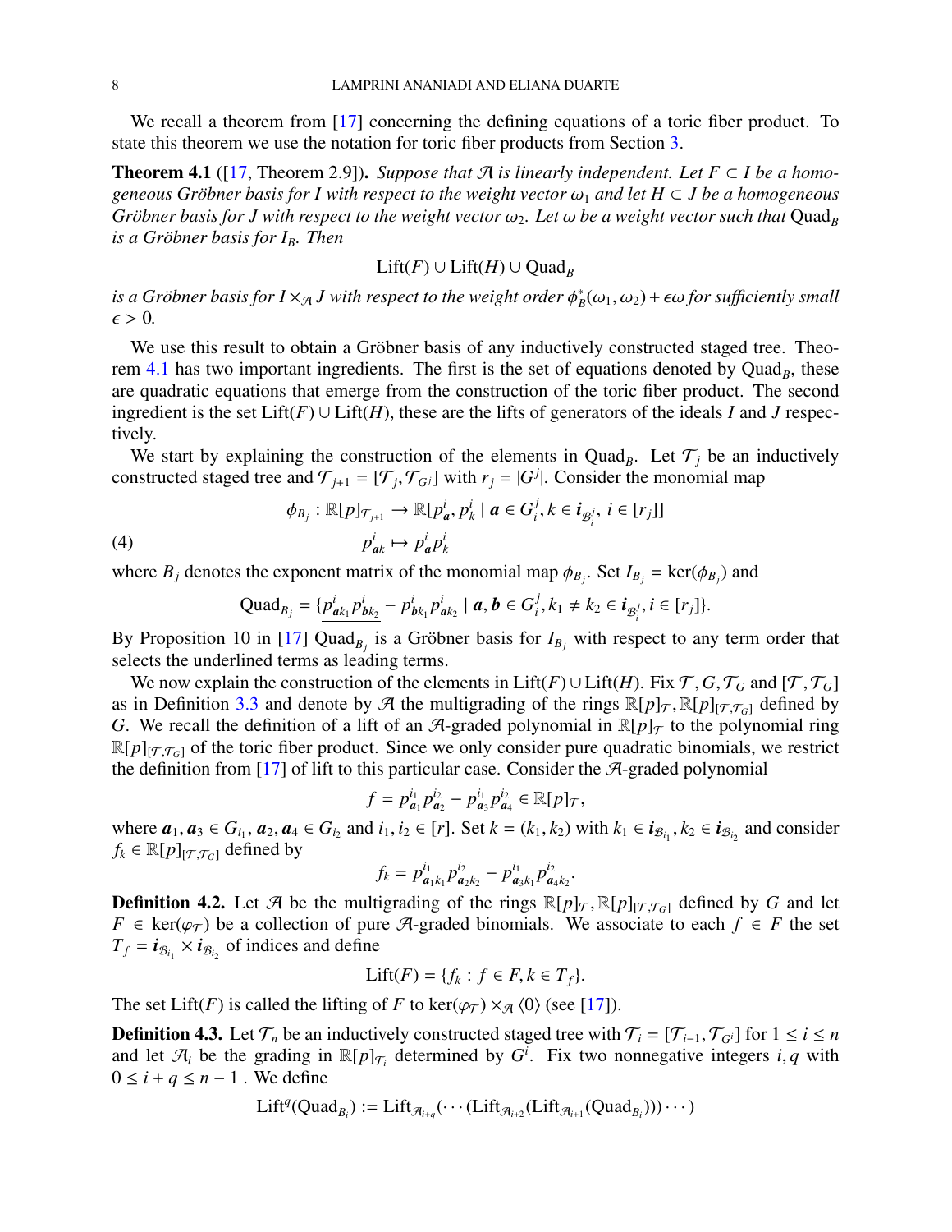We recall a theorem from [17] concerning the defining equations of a toric fiber product. To state this theorem we use the notation for toric fiber products from Section 3.

**Theorem 4.1** ([17, Theorem 2.9])**.** *Suppose that $\mathcal{A}$ is linearly independent. Let $F \subset I$ be a homogeneous Gröbner basis for $I$ with respect to the weight vector $\omega_1$ and let $H \subset J$ be a homogeneous Gröbner basis for $J$ with respect to the weight vector $\omega_2$. Let $\omega$ be a weight vector such that* $\mathrm{Quad}_B$ *is a Gröbner basis for $I_B$. Then*

$$\mathrm{Lift}(F) \cup \mathrm{Lift}(H) \cup \mathrm{Quad}_B$$

*is a Gröbner basis for $I \times_{\mathcal{A}} J$ with respect to the weight order $\phi_B^*(\omega_1, \omega_2) + \epsilon\omega$ for sufficiently small $\epsilon > 0$.*

We use this result to obtain a Gröbner basis of any inductively constructed staged tree. Theorem 4.1 has two important ingredients. The first is the set of equations denoted by $\mathrm{Quad}_B$, these are quadratic equations that emerge from the construction of the toric fiber product. The second ingredient is the set $\mathrm{Lift}(F) \cup \mathrm{Lift}(H)$, these are the lifts of generators of the ideals $I$ and $J$ respectively.

We start by explaining the construction of the elements in $\mathrm{Quad}_B$. Let $\mathcal{T}_j$ be an inductively constructed staged tree and $\mathcal{T}_{j+1} = [\mathcal{T}_j, \mathcal{T}_{G^j}]$ with $r_j = |G^j|$. Consider the monomial map

$$\phi_{B_j} : \mathbb{R}[p]_{\mathcal{T}_{j+1}} \to \mathbb{R}[p^i_{\boldsymbol{a}}, p^i_k \mid \boldsymbol{a} \in G^j_i, k \in \boldsymbol{i}_{\mathcal{B}^j_i}, i \in [r_j]]$$
$$p^i_{\boldsymbol{a}k} \mapsto p^i_{\boldsymbol{a}} p^i_k \tag{4}$$

where $B_j$ denotes the exponent matrix of the monomial map $\phi_{B_j}$. Set $I_{B_j} = \ker(\phi_{B_j})$ and

$$\mathrm{Quad}_{B_j} = \{\underline{p^i_{\boldsymbol{a}k_1} p^i_{\boldsymbol{b}k_2}} - p^i_{\boldsymbol{b}k_1} p^i_{\boldsymbol{a}k_2} \mid \boldsymbol{a}, \boldsymbol{b} \in G^j_i, k_1 \neq k_2 \in \boldsymbol{i}_{\mathcal{B}^j_i}, i \in [r_j]\}.$$

By Proposition 10 in [17] $\mathrm{Quad}_{B_j}$ is a Gröbner basis for $I_{B_j}$ with respect to any term order that selects the underlined terms as leading terms.

We now explain the construction of the elements in $\mathrm{Lift}(F) \cup \mathrm{Lift}(H)$. Fix $\mathcal{T}, G, \mathcal{T}_G$ and $[\mathcal{T}, \mathcal{T}_G]$ as in Definition 3.3 and denote by $\mathcal{A}$ the multigrading of the rings $\mathbb{R}[p]_{\mathcal{T}}, \mathbb{R}[p]_{[\mathcal{T},\mathcal{T}_G]}$ defined by $G$. We recall the definition of a lift of an $\mathcal{A}$-graded polynomial in $\mathbb{R}[p]_{\mathcal{T}}$ to the polynomial ring $\mathbb{R}[p]_{[\mathcal{T},\mathcal{T}_G]}$ of the toric fiber product. Since we only consider pure quadratic binomials, we restrict the definition from [17] of lift to this particular case. Consider the $\mathcal{A}$-graded polynomial

$$f = p^{i_1}_{\boldsymbol{a}_1} p^{i_2}_{\boldsymbol{a}_2} - p^{i_1}_{\boldsymbol{a}_3} p^{i_2}_{\boldsymbol{a}_4} \in \mathbb{R}[p]_{\mathcal{T}},$$

where $\boldsymbol{a}_1, \boldsymbol{a}_3 \in G_{i_1}$, $\boldsymbol{a}_2, \boldsymbol{a}_4 \in G_{i_2}$ and $i_1, i_2 \in [r]$. Set $k = (k_1, k_2)$ with $k_1 \in \boldsymbol{i}_{\mathcal{B}_{i_1}}, k_2 \in \boldsymbol{i}_{\mathcal{B}_{i_2}}$ and consider $f_k \in \mathbb{R}[p]_{[\mathcal{T},\mathcal{T}_G]}$ defined by

$$f_k = p^{i_1}_{\boldsymbol{a}_1 k_1} p^{i_2}_{\boldsymbol{a}_2 k_2} - p^{i_1}_{\boldsymbol{a}_3 k_1} p^{i_2}_{\boldsymbol{a}_4 k_2}.$$

**Definition 4.2.** Let $\mathcal{A}$ be the multigrading of the rings $\mathbb{R}[p]_{\mathcal{T}}, \mathbb{R}[p]_{[\mathcal{T},\mathcal{T}_G]}$ defined by $G$ and let $F \in \ker(\varphi_{\mathcal{T}})$ be a collection of pure $\mathcal{A}$-graded binomials. We associate to each $f \in F$ the set $T_f = \boldsymbol{i}_{\mathcal{B}_{i_1}} \times \boldsymbol{i}_{\mathcal{B}_{i_2}}$ of indices and define

$$\mathrm{Lift}(F) = \{f_k : f \in F, k \in T_f\}.$$

The set $\mathrm{Lift}(F)$ is called the lifting of $F$ to $\ker(\varphi_{\mathcal{T}}) \times_{\mathcal{A}} \langle 0 \rangle$ (see [17]).

**Definition 4.3.** Let $\mathcal{T}_n$ be an inductively constructed staged tree with $\mathcal{T}_i = [\mathcal{T}_{i-1}, \mathcal{T}_{G^i}]$ for $1 \leq i \leq n$ and let $\mathcal{A}_i$ be the grading in $\mathbb{R}[p]_{\mathcal{T}_i}$ determined by $G^i$. Fix two nonnegative integers $i, q$ with $0 \leq i + q \leq n - 1$ . We define

$$\mathrm{Lift}^q(\mathrm{Quad}_{B_i}) := \mathrm{Lift}_{\mathcal{A}_{i+q}}(\cdots(\mathrm{Lift}_{\mathcal{A}_{i+2}}(\mathrm{Lift}_{\mathcal{A}_{i+1}}(\mathrm{Quad}_{B_i})))\cdots)$$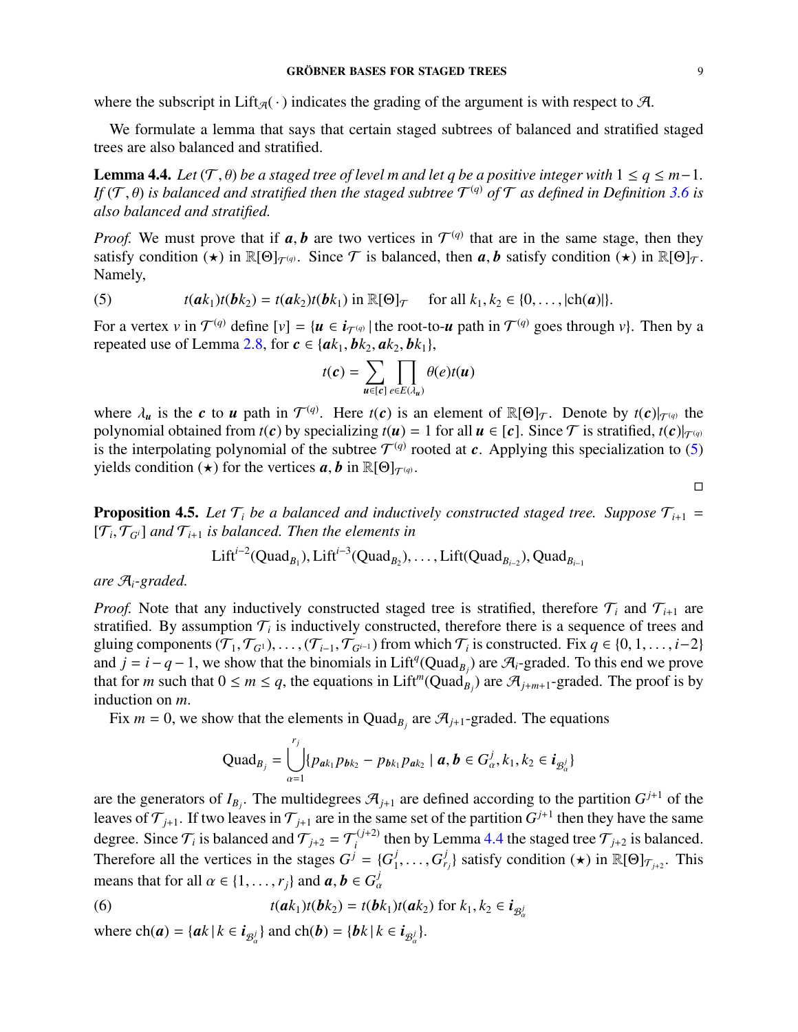where the subscript in $\text{Lift}_{\mathcal{A}}(\,\cdot\,)$ indicates the grading of the argument is with respect to $\mathcal{A}$.

We formulate a lemma that says that certain staged subtrees of balanced and stratified staged trees are also balanced and stratified.

**Lemma 4.4.** *Let $(\mathcal{T}, \theta)$ be a staged tree of level $m$ and let $q$ be a positive integer with $1 \leq q \leq m-1$. If $(\mathcal{T}, \theta)$ is balanced and stratified then the staged subtree $\mathcal{T}^{(q)}$ of $\mathcal{T}$ as defined in Definition 3.6 is also balanced and stratified.*

*Proof.* We must prove that if $\boldsymbol{a}, \boldsymbol{b}$ are two vertices in $\mathcal{T}^{(q)}$ that are in the same stage, then they satisfy condition $(\star)$ in $\mathbb{R}[\Theta]_{\mathcal{T}^{(q)}}$. Since $\mathcal{T}$ is balanced, then $\boldsymbol{a}, \boldsymbol{b}$ satisfy condition $(\star)$ in $\mathbb{R}[\Theta]_{\mathcal{T}}$. Namely,

$$t(\boldsymbol{a}k_1)t(\boldsymbol{b}k_2) = t(\boldsymbol{a}k_2)t(\boldsymbol{b}k_1) \text{ in } \mathbb{R}[\Theta]_{\mathcal{T}} \quad \text{for all } k_1, k_2 \in \{0, \ldots, |\text{ch}(\boldsymbol{a})|\}. \tag{5}$$

For a vertex $v$ in $\mathcal{T}^{(q)}$ define $[v] = \{\boldsymbol{u} \in \boldsymbol{i}_{\mathcal{T}^{(q)}} \,|\, \text{the root-to-}\boldsymbol{u} \text{ path in } \mathcal{T}^{(q)} \text{ goes through } v\}$. Then by a repeated use of Lemma 2.8, for $\boldsymbol{c} \in \{\boldsymbol{a}k_1, \boldsymbol{b}k_2, \boldsymbol{a}k_2, \boldsymbol{b}k_1\}$,

$$t(\boldsymbol{c}) = \sum_{\boldsymbol{u} \in [\boldsymbol{c}]} \prod_{e \in E(\lambda_{\boldsymbol{u}})} \theta(e)t(\boldsymbol{u})$$

where $\lambda_{\boldsymbol{u}}$ is the $\boldsymbol{c}$ to $\boldsymbol{u}$ path in $\mathcal{T}^{(q)}$. Here $t(\boldsymbol{c})$ is an element of $\mathbb{R}[\Theta]_{\mathcal{T}}$. Denote by $t(\boldsymbol{c})|_{\mathcal{T}^{(q)}}$ the polynomial obtained from $t(\boldsymbol{c})$ by specializing $t(\boldsymbol{u}) = 1$ for all $\boldsymbol{u} \in [\boldsymbol{c}]$. Since $\mathcal{T}$ is stratified, $t(\boldsymbol{c})|_{\mathcal{T}^{(q)}}$ is the interpolating polynomial of the subtree $\mathcal{T}^{(q)}$ rooted at $\boldsymbol{c}$. Applying this specialization to (5) yields condition $(\star)$ for the vertices $\boldsymbol{a}, \boldsymbol{b}$ in $\mathbb{R}[\Theta]_{\mathcal{T}^{(q)}}$. $\square$

**Proposition 4.5.** *Let $\mathcal{T}_i$ be a balanced and inductively constructed staged tree. Suppose $\mathcal{T}_{i+1} = [\mathcal{T}_i, \mathcal{T}_{G^i}]$ and $\mathcal{T}_{i+1}$ is balanced. Then the elements in*

$$\text{Lift}^{i-2}(\text{Quad}_{B_1}), \text{Lift}^{i-3}(\text{Quad}_{B_2}), \ldots, \text{Lift}(\text{Quad}_{B_{i-2}}), \text{Quad}_{B_{i-1}}$$

*are $\mathcal{A}_i$-graded.*

*Proof.* Note that any inductively constructed staged tree is stratified, therefore $\mathcal{T}_i$ and $\mathcal{T}_{i+1}$ are stratified. By assumption $\mathcal{T}_i$ is inductively constructed, therefore there is a sequence of trees and gluing components $(\mathcal{T}_1, \mathcal{T}_{G^1}), \ldots, (\mathcal{T}_{i-1}, \mathcal{T}_{G^{i-1}})$ from which $\mathcal{T}_i$ is constructed. Fix $q \in \{0, 1, \ldots, i-2\}$ and $j = i-q-1$, we show that the binomials in $\text{Lift}^q(\text{Quad}_{B_j})$ are $\mathcal{A}_i$-graded. To this end we prove that for $m$ such that $0 \leq m \leq q$, the equations in $\text{Lift}^m(\text{Quad}_{B_j})$ are $\mathcal{A}_{j+m+1}$-graded. The proof is by induction on $m$.

Fix $m = 0$, we show that the elements in $\text{Quad}_{B_j}$ are $\mathcal{A}_{j+1}$-graded. The equations

$$\text{Quad}_{B_j} = \bigcup_{\alpha=1}^{r_j} \{p_{\boldsymbol{a}k_1}p_{\boldsymbol{b}k_2} - p_{\boldsymbol{b}k_1}p_{\boldsymbol{a}k_2} \mid \boldsymbol{a}, \boldsymbol{b} \in G^j_\alpha, k_1, k_2 \in \boldsymbol{i}_{\mathcal{B}^j_\alpha}\}$$

are the generators of $I_{B_j}$. The multidegrees $\mathcal{A}_{j+1}$ are defined according to the partition $G^{j+1}$ of the leaves of $\mathcal{T}_{j+1}$. If two leaves in $\mathcal{T}_{j+1}$ are in the same set of the partition $G^{j+1}$ then they have the same degree. Since $\mathcal{T}_i$ is balanced and $\mathcal{T}_{j+2} = \mathcal{T}_i^{(j+2)}$ then by Lemma 4.4 the staged tree $\mathcal{T}_{j+2}$ is balanced. Therefore all the vertices in the stages $G^j = \{G^j_1, \ldots, G^j_{r_j}\}$ satisfy condition $(\star)$ in $\mathbb{R}[\Theta]_{\mathcal{T}_{j+2}}$. This means that for all $\alpha \in \{1, \ldots, r_j\}$ and $\boldsymbol{a}, \boldsymbol{b} \in G^j_\alpha$

$$t(\boldsymbol{a}k_1)t(\boldsymbol{b}k_2) = t(\boldsymbol{b}k_1)t(\boldsymbol{a}k_2) \text{ for } k_1, k_2 \in \boldsymbol{i}_{\mathcal{B}^j_\alpha} \tag{6}$$

where $\text{ch}(\boldsymbol{a}) = \{\boldsymbol{a}k \,|\, k \in \boldsymbol{i}_{\mathcal{B}^j_\alpha}\}$ and $\text{ch}(\boldsymbol{b}) = \{\boldsymbol{b}k \,|\, k \in \boldsymbol{i}_{\mathcal{B}^j_\alpha}\}$.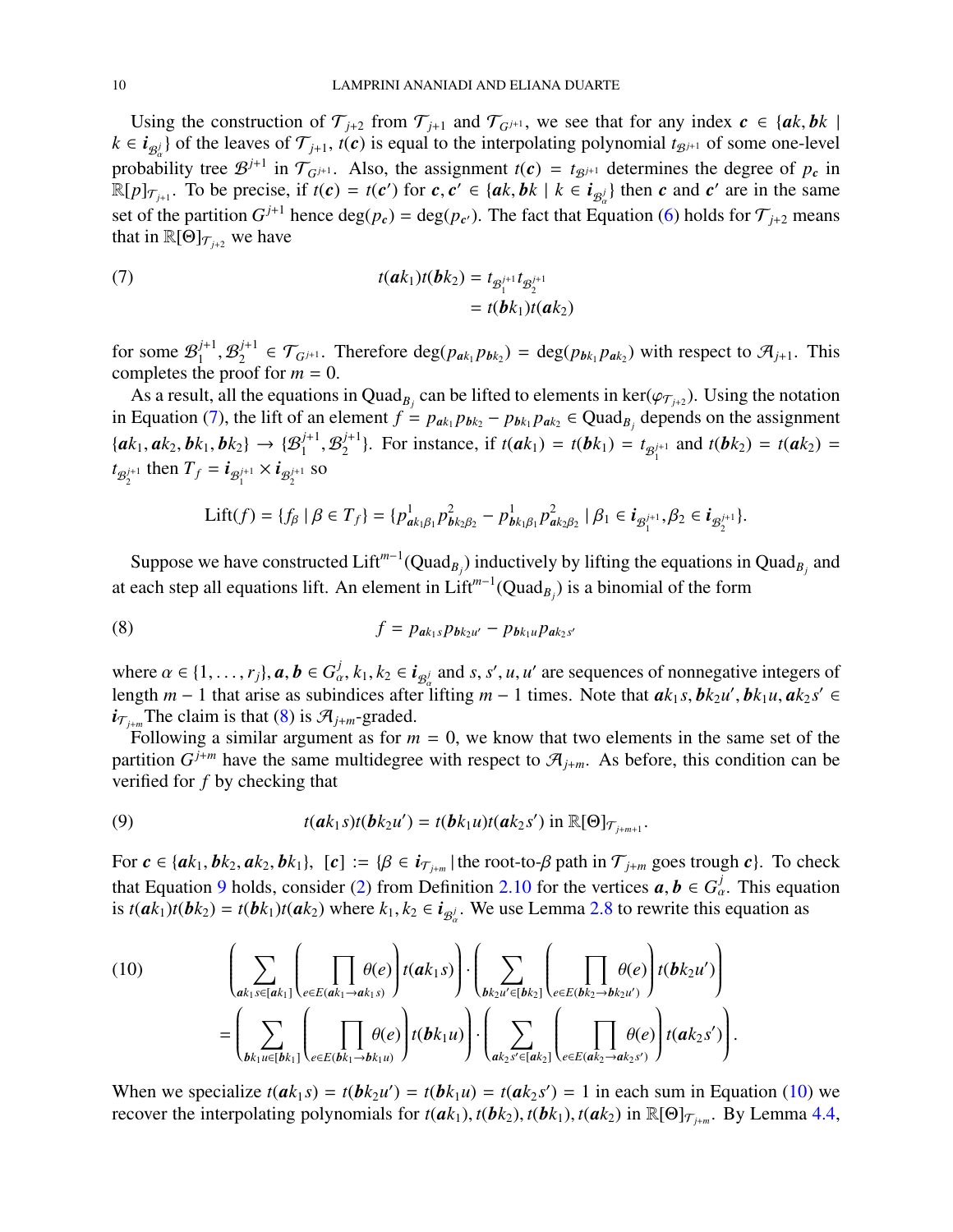Using the construction of $\mathcal{T}_{j+2}$ from $\mathcal{T}_{j+1}$ and $\mathcal{T}_{G^{j+1}}$, we see that for any index $\boldsymbol{c} \in \{\boldsymbol{a}k, \boldsymbol{b}k \mid k \in \boldsymbol{i}_{\mathcal{B}^j_\alpha}\}$ of the leaves of $\mathcal{T}_{j+1}$, $t(\boldsymbol{c})$ is equal to the interpolating polynomial $t_{\mathcal{B}^{j+1}}$ of some one-level probability tree $\mathcal{B}^{j+1}$ in $\mathcal{T}_{G^{j+1}}$. Also, the assignment $t(\boldsymbol{c}) = t_{\mathcal{B}^{j+1}}$ determines the degree of $p_{\boldsymbol{c}}$ in $\mathbb{R}[p]_{\mathcal{T}_{j+1}}$. To be precise, if $t(\boldsymbol{c}) = t(\boldsymbol{c}')$ for $\boldsymbol{c}, \boldsymbol{c}' \in \{\boldsymbol{a}k, \boldsymbol{b}k \mid k \in \boldsymbol{i}_{\mathcal{B}^j_\alpha}\}$ then $\boldsymbol{c}$ and $\boldsymbol{c}'$ are in the same set of the partition $G^{j+1}$ hence $\deg(p_{\boldsymbol{c}}) = \deg(p_{\boldsymbol{c}'})$. The fact that Equation (6) holds for $\mathcal{T}_{j+2}$ means that in $\mathbb{R}[\Theta]_{\mathcal{T}_{j+2}}$ we have

$$
\begin{aligned}
t(\boldsymbol{a}k_1)t(\boldsymbol{b}k_2) &= t_{\mathcal{B}_1^{j+1}} t_{\mathcal{B}_2^{j+1}} \\
&= t(\boldsymbol{b}k_1)t(\boldsymbol{a}k_2)
\end{aligned}
\tag{7}
$$

for some $\mathcal{B}_1^{j+1}, \mathcal{B}_2^{j+1} \in \mathcal{T}_{G^{j+1}}$. Therefore $\deg(p_{\boldsymbol{a}k_1} p_{\boldsymbol{b}k_2}) = \deg(p_{\boldsymbol{b}k_1} p_{\boldsymbol{a}k_2})$ with respect to $\mathcal{A}_{j+1}$. This completes the proof for $m = 0$.

As a result, all the equations in $\mathrm{Quad}_{B_j}$ can be lifted to elements in $\ker(\varphi_{\mathcal{T}_{j+2}})$. Using the notation in Equation (7), the lift of an element $f = p_{\boldsymbol{a}k_1} p_{\boldsymbol{b}k_2} - p_{\boldsymbol{b}k_1} p_{\boldsymbol{a}k_2} \in \mathrm{Quad}_{B_j}$ depends on the assignment $\{\boldsymbol{a}k_1, \boldsymbol{a}k_2, \boldsymbol{b}k_1, \boldsymbol{b}k_2\} \to \{\mathcal{B}_1^{j+1}, \mathcal{B}_2^{j+1}\}$. For instance, if $t(\boldsymbol{a}k_1) = t(\boldsymbol{b}k_1) = t_{\mathcal{B}_1^{j+1}}$ and $t(\boldsymbol{b}k_2) = t(\boldsymbol{a}k_2) = t_{\mathcal{B}_2^{j+1}}$ then $T_f = \boldsymbol{i}_{\mathcal{B}_1^{j+1}} \times \boldsymbol{i}_{\mathcal{B}_2^{j+1}}$ so

$$
\mathrm{Lift}(f) = \{f_\beta \mid \beta \in T_f\} = \{p^1_{\boldsymbol{a}k_1\beta_1} p^2_{\boldsymbol{b}k_2\beta_2} - p^1_{\boldsymbol{b}k_1\beta_1} p^2_{\boldsymbol{a}k_2\beta_2} \mid \beta_1 \in \boldsymbol{i}_{\mathcal{B}_1^{j+1}}, \beta_2 \in \boldsymbol{i}_{\mathcal{B}_2^{j+1}}\}.
$$

Suppose we have constructed $\mathrm{Lift}^{m-1}(\mathrm{Quad}_{B_j})$ inductively by lifting the equations in $\mathrm{Quad}_{B_j}$ and at each step all equations lift. An element in $\mathrm{Lift}^{m-1}(\mathrm{Quad}_{B_j})$ is a binomial of the form

$$
f = p_{\boldsymbol{a}k_1 s} p_{\boldsymbol{b}k_2 u'} - p_{\boldsymbol{b}k_1 u} p_{\boldsymbol{a}k_2 s'}
\tag{8}
$$

where $\alpha \in \{1, \ldots, r_j\}$, $\boldsymbol{a}, \boldsymbol{b} \in G^j_\alpha$, $k_1, k_2 \in \boldsymbol{i}_{\mathcal{B}^j_\alpha}$ and $s, s', u, u'$ are sequences of nonnegative integers of length $m-1$ that arise as subindices after lifting $m-1$ times. Note that $\boldsymbol{a}k_1 s, \boldsymbol{b}k_2 u', \boldsymbol{b}k_1 u, \boldsymbol{a}k_2 s' \in \boldsymbol{i}_{\mathcal{T}_{j+m}}$The claim is that (8) is $\mathcal{A}_{j+m}$-graded.

Following a similar argument as for $m = 0$, we know that two elements in the same set of the partition $G^{j+m}$ have the same multidegree with respect to $\mathcal{A}_{j+m}$. As before, this condition can be verified for $f$ by checking that

$$
t(\boldsymbol{a}k_1 s)t(\boldsymbol{b}k_2 u') = t(\boldsymbol{b}k_1 u)t(\boldsymbol{a}k_2 s') \text{ in } \mathbb{R}[\Theta]_{\mathcal{T}_{j+m+1}}.
\tag{9}
$$

For $\boldsymbol{c} \in \{\boldsymbol{a}k_1, \boldsymbol{b}k_2, \boldsymbol{a}k_2, \boldsymbol{b}k_1\}$, $[\boldsymbol{c}] := \{\beta \in \boldsymbol{i}_{\mathcal{T}_{j+m}} \mid \text{the root-to-}\beta \text{ path in } \mathcal{T}_{j+m} \text{ goes trough } \boldsymbol{c}\}$. To check that Equation 9 holds, consider (2) from Definition 2.10 for the vertices $\boldsymbol{a}, \boldsymbol{b} \in G^j_\alpha$. This equation is $t(\boldsymbol{a}k_1)t(\boldsymbol{b}k_2) = t(\boldsymbol{b}k_1)t(\boldsymbol{a}k_2)$ where $k_1, k_2 \in \boldsymbol{i}_{\mathcal{B}^j_\alpha}$. We use Lemma 2.8 to rewrite this equation as

$$
\begin{aligned}
&\left( \sum_{\boldsymbol{a}k_1 s \in [\boldsymbol{a}k_1]} \left( \prod_{e \in E(\boldsymbol{a}k_1 \to \boldsymbol{a}k_1 s)} \theta(e) \right) t(\boldsymbol{a}k_1 s) \right) \cdot \left( \sum_{\boldsymbol{b}k_2 u' \in [\boldsymbol{b}k_2]} \left( \prod_{e \in E(\boldsymbol{b}k_2 \to \boldsymbol{b}k_2 u')} \theta(e) \right) t(\boldsymbol{b}k_2 u') \right) \\
&= \left( \sum_{\boldsymbol{b}k_1 u \in [\boldsymbol{b}k_1]} \left( \prod_{e \in E(\boldsymbol{b}k_1 \to \boldsymbol{b}k_1 u)} \theta(e) \right) t(\boldsymbol{b}k_1 u) \right) \cdot \left( \sum_{\boldsymbol{a}k_2 s' \in [\boldsymbol{a}k_2]} \left( \prod_{e \in E(\boldsymbol{a}k_2 \to \boldsymbol{a}k_2 s')} \theta(e) \right) t(\boldsymbol{a}k_2 s') \right).
\end{aligned}
\tag{10}
$$

When we specialize $t(\boldsymbol{a}k_1 s) = t(\boldsymbol{b}k_2 u') = t(\boldsymbol{b}k_1 u) = t(\boldsymbol{a}k_2 s') = 1$ in each sum in Equation (10) we recover the interpolating polynomials for $t(\boldsymbol{a}k_1), t(\boldsymbol{b}k_2), t(\boldsymbol{b}k_1), t(\boldsymbol{a}k_2)$ in $\mathbb{R}[\Theta]_{\mathcal{T}_{j+m}}$. By Lemma 4.4,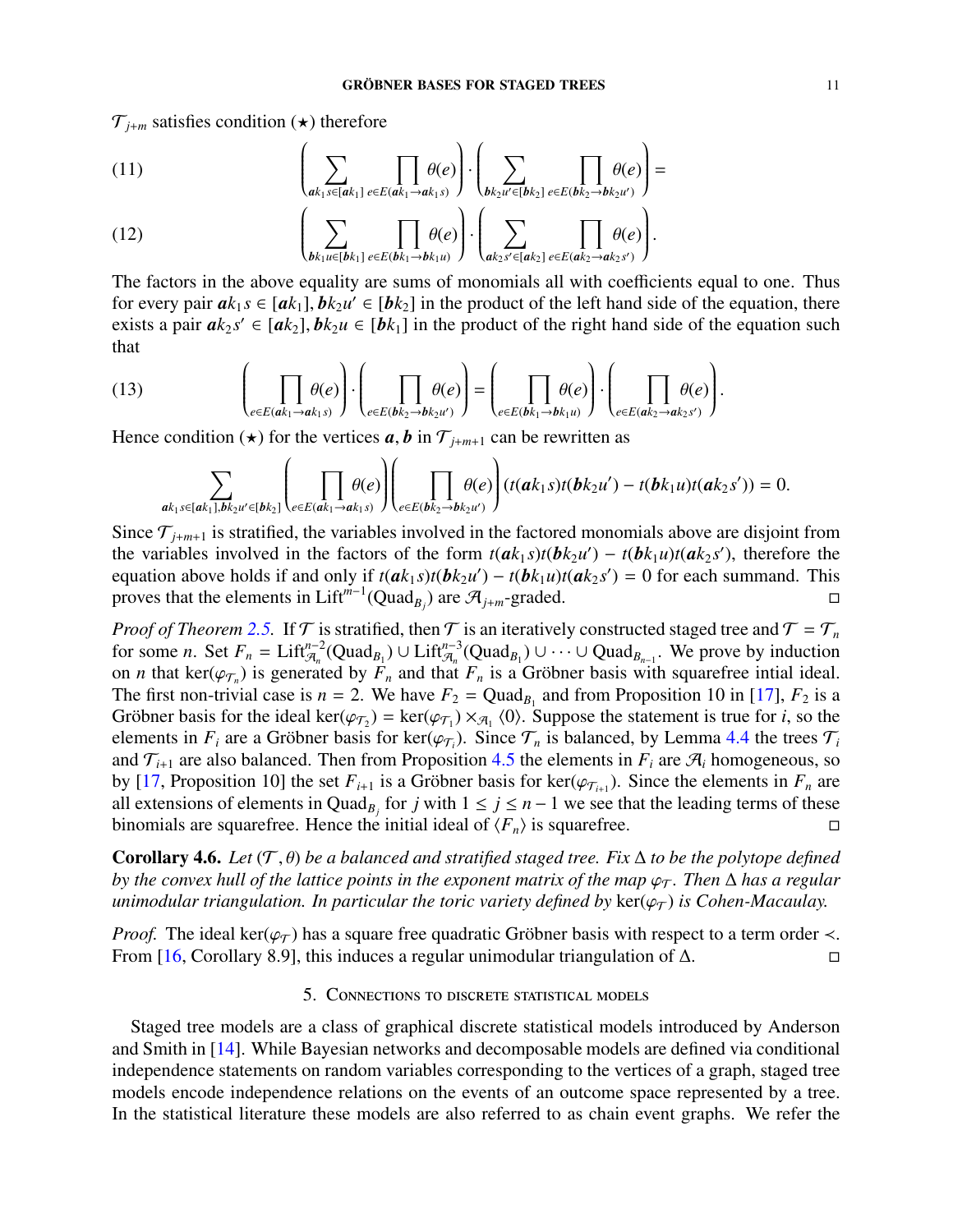$\mathcal{T}_{j+m}$ satisfies condition $(\star)$ therefore

$$\left(\sum_{\boldsymbol{a}k_1 s\in[\boldsymbol{a}k_1]} \prod_{e\in E(\boldsymbol{a}k_1\to \boldsymbol{a}k_1 s)} \theta(e)\right)\cdot\left(\sum_{\boldsymbol{b}k_2 u'\in[\boldsymbol{b}k_2]} \prod_{e\in E(\boldsymbol{b}k_2\to \boldsymbol{b}k_2 u')} \theta(e)\right)= \tag{11}$$

$$\left(\sum_{\boldsymbol{b}k_1 u\in[\boldsymbol{b}k_1]} \prod_{e\in E(\boldsymbol{b}k_1\to \boldsymbol{b}k_1 u)} \theta(e)\right)\cdot\left(\sum_{\boldsymbol{a}k_2 s'\in[\boldsymbol{a}k_2]} \prod_{e\in E(\boldsymbol{a}k_2\to \boldsymbol{a}k_2 s')} \theta(e)\right). \tag{12}$$

The factors in the above equality are sums of monomials all with coefficients equal to one. Thus for every pair $\boldsymbol{a}k_1 s\in[\boldsymbol{a}k_1], \boldsymbol{b}k_2 u'\in[\boldsymbol{b}k_2]$ in the product of the left hand side of the equation, there exists a pair $\boldsymbol{a}k_2 s'\in[\boldsymbol{a}k_2], \boldsymbol{b}k_2 u\in[\boldsymbol{b}k_1]$ in the product of the right hand side of the equation such that

$$\left(\prod_{e\in E(\boldsymbol{a}k_1\to \boldsymbol{a}k_1 s)} \theta(e)\right)\cdot\left(\prod_{e\in E(\boldsymbol{b}k_2\to \boldsymbol{b}k_2 u')} \theta(e)\right)=\left(\prod_{e\in E(\boldsymbol{b}k_1\to \boldsymbol{b}k_1 u)} \theta(e)\right)\cdot\left(\prod_{e\in E(\boldsymbol{a}k_2\to \boldsymbol{a}k_2 s')} \theta(e)\right). \tag{13}$$

Hence condition $(\star)$ for the vertices $\boldsymbol{a},\boldsymbol{b}$ in $\mathcal{T}_{j+m+1}$ can be rewritten as

$$\sum_{\boldsymbol{a}k_1 s\in[\boldsymbol{a}k_1],\boldsymbol{b}k_2 u'\in[\boldsymbol{b}k_2]}\left(\prod_{e\in E(\boldsymbol{a}k_1\to \boldsymbol{a}k_1 s)} \theta(e)\right)\left(\prod_{e\in E(\boldsymbol{b}k_2\to \boldsymbol{b}k_2 u')} \theta(e)\right)(t(\boldsymbol{a}k_1 s)t(\boldsymbol{b}k_2 u')-t(\boldsymbol{b}k_1 u)t(\boldsymbol{a}k_2 s'))=0.$$

Since $\mathcal{T}_{j+m+1}$ is stratified, the variables involved in the factored monomials above are disjoint from the variables involved in the factors of the form $t(\boldsymbol{a}k_1 s)t(\boldsymbol{b}k_2 u')-t(\boldsymbol{b}k_1 u)t(\boldsymbol{a}k_2 s')$, therefore the equation above holds if and only if $t(\boldsymbol{a}k_1 s)t(\boldsymbol{b}k_2 u')-t(\boldsymbol{b}k_1 u)t(\boldsymbol{a}k_2 s')=0$ for each summand. This proves that the elements in $\text{Lift}^{m-1}(\text{Quad}_{B_j})$ are $\mathcal{A}_{j+m}$-graded. □

*Proof of Theorem 2.5.* If $\mathcal{T}$ is stratified, then $\mathcal{T}$ is an iteratively constructed staged tree and $\mathcal{T}=\mathcal{T}_n$ for some $n$. Set $F_n=\text{Lift}^{n-2}_{\mathcal{A}_n}(\text{Quad}_{B_1})\cup\text{Lift}^{n-3}_{\mathcal{A}_n}(\text{Quad}_{B_1})\cup\cdots\cup\text{Quad}_{B_{n-1}}$. We prove by induction on $n$ that $\ker(\varphi_{\mathcal{T}_n})$ is generated by $F_n$ and that $F_n$ is a Gröbner basis with squarefree intial ideal. The first non-trivial case is $n=2$. We have $F_2=\text{Quad}_{B_1}$ and from Proposition 10 in [17], $F_2$ is a Gröbner basis for the ideal $\ker(\varphi_{\mathcal{T}_2})=\ker(\varphi_{\mathcal{T}_1})\times_{\mathcal{A}_1}\langle 0\rangle$. Suppose the statement is true for $i$, so the elements in $F_i$ are a Gröbner basis for $\ker(\varphi_{\mathcal{T}_i})$. Since $\mathcal{T}_n$ is balanced, by Lemma 4.4 the trees $\mathcal{T}_i$ and $\mathcal{T}_{i+1}$ are also balanced. Then from Proposition 4.5 the elements in $F_i$ are $\mathcal{A}_i$ homogeneous, so by [17, Proposition 10] the set $F_{i+1}$ is a Gröbner basis for $\ker(\varphi_{\mathcal{T}_{i+1}})$. Since the elements in $F_n$ are all extensions of elements in $\text{Quad}_{B_j}$ for $j$ with $1\le j\le n-1$ we see that the leading terms of these binomials are squarefree. Hence the initial ideal of $\langle F_n\rangle$ is squarefree. □

**Corollary 4.6.** *Let $(\mathcal{T},\theta)$ be a balanced and stratified staged tree. Fix $\Delta$ to be the polytope defined by the convex hull of the lattice points in the exponent matrix of the map $\varphi_{\mathcal{T}}$. Then $\Delta$ has a regular unimodular triangulation. In particular the toric variety defined by $\ker(\varphi_{\mathcal{T}})$ is Cohen-Macaulay.*

*Proof.* The ideal $\ker(\varphi_{\mathcal{T}})$ has a square free quadratic Gröbner basis with respect to a term order $\prec$. From [16, Corollary 8.9], this induces a regular unimodular triangulation of $\Delta$. □

## 5. Connections to discrete statistical models

Staged tree models are a class of graphical discrete statistical models introduced by Anderson and Smith in [14]. While Bayesian networks and decomposable models are defined via conditional independence statements on random variables corresponding to the vertices of a graph, staged tree models encode independence relations on the events of an outcome space represented by a tree. In the statistical literature these models are also referred to as chain event graphs. We refer the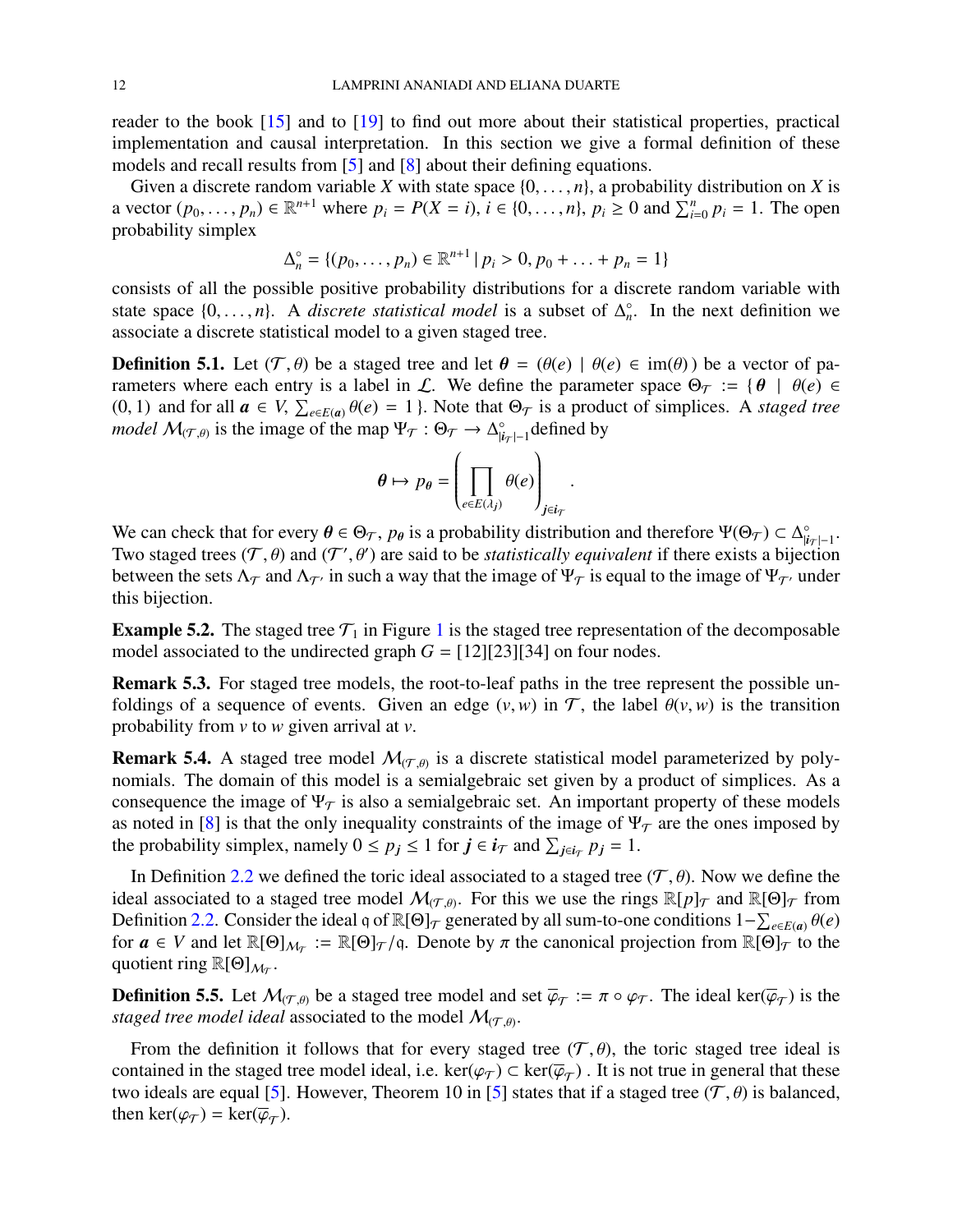reader to the book [15] and to [19] to find out more about their statistical properties, practical implementation and causal interpretation. In this section we give a formal definition of these models and recall results from [5] and [8] about their defining equations.

Given a discrete random variable $X$ with state space $\{0, \ldots, n\}$, a probability distribution on $X$ is a vector $(p_0, \ldots, p_n) \in \mathbb{R}^{n+1}$ where $p_i = P(X = i)$, $i \in \{0, \ldots, n\}$, $p_i \geq 0$ and $\sum_{i=0}^{n} p_i = 1$. The open probability simplex

$$\Delta_n^\circ = \{(p_0, \ldots, p_n) \in \mathbb{R}^{n+1} \mid p_i > 0, p_0 + \ldots + p_n = 1\}$$

consists of all the possible positive probability distributions for a discrete random variable with state space $\{0, \ldots, n\}$. A *discrete statistical model* is a subset of $\Delta_n^\circ$. In the next definition we associate a discrete statistical model to a given staged tree.

**Definition 5.1.** Let $(\mathcal{T}, \theta)$ be a staged tree and let $\boldsymbol{\theta} = (\theta(e) \mid \theta(e) \in \mathrm{im}(\theta))$ be a vector of parameters where each entry is a label in $\mathcal{L}$. We define the parameter space $\Theta_{\mathcal{T}} := \{\boldsymbol{\theta} \mid \theta(e) \in (0, 1)$ and for all $\boldsymbol{a} \in V$, $\sum_{e \in E(\boldsymbol{a})} \theta(e) = 1\}$. Note that $\Theta_{\mathcal{T}}$ is a product of simplices. A *staged tree model* $\mathcal{M}_{(\mathcal{T},\theta)}$ is the image of the map $\Psi_{\mathcal{T}} : \Theta_{\mathcal{T}} \to \Delta^\circ_{|\boldsymbol{i}_{\mathcal{T}}|-1}$ defined by

$$\boldsymbol{\theta} \mapsto p_{\boldsymbol{\theta}} = \left( \prod_{e \in E(\lambda_j)} \theta(e) \right)_{j \in \boldsymbol{i}_{\mathcal{T}}}.$$

We can check that for every $\boldsymbol{\theta} \in \Theta_{\mathcal{T}}$, $p_{\boldsymbol{\theta}}$ is a probability distribution and therefore $\Psi(\Theta_{\mathcal{T}}) \subset \Delta^\circ_{|\boldsymbol{i}_{\mathcal{T}}|-1}$. Two staged trees $(\mathcal{T}, \theta)$ and $(\mathcal{T}', \theta')$ are said to be *statistically equivalent* if there exists a bijection between the sets $\Lambda_{\mathcal{T}}$ and $\Lambda_{\mathcal{T}'}$ in such a way that the image of $\Psi_{\mathcal{T}}$ is equal to the image of $\Psi_{\mathcal{T}'}$ under this bijection.

**Example 5.2.** The staged tree $\mathcal{T}_1$ in Figure 1 is the staged tree representation of the decomposable model associated to the undirected graph $G = [12][23][34]$ on four nodes.

**Remark 5.3.** For staged tree models, the root-to-leaf paths in the tree represent the possible unfoldings of a sequence of events. Given an edge $(v, w)$ in $\mathcal{T}$, the label $\theta(v, w)$ is the transition probability from $v$ to $w$ given arrival at $v$.

**Remark 5.4.** A staged tree model $\mathcal{M}_{(\mathcal{T},\theta)}$ is a discrete statistical model parameterized by polynomials. The domain of this model is a semialgebraic set given by a product of simplices. As a consequence the image of $\Psi_{\mathcal{T}}$ is also a semialgebraic set. An important property of these models as noted in [8] is that the only inequality constraints of the image of $\Psi_{\mathcal{T}}$ are the ones imposed by the probability simplex, namely $0 \leq p_{\boldsymbol{j}} \leq 1$ for $\boldsymbol{j} \in \boldsymbol{i}_{\mathcal{T}}$ and $\sum_{\boldsymbol{j} \in \boldsymbol{i}_{\mathcal{T}}} p_{\boldsymbol{j}} = 1$.

In Definition 2.2 we defined the toric ideal associated to a staged tree $(\mathcal{T}, \theta)$. Now we define the ideal associated to a staged tree model $\mathcal{M}_{(\mathcal{T},\theta)}$. For this we use the rings $\mathbb{R}[p]_{\mathcal{T}}$ and $\mathbb{R}[\Theta]_{\mathcal{T}}$ from Definition 2.2. Consider the ideal $\mathfrak{q}$ of $\mathbb{R}[\Theta]_{\mathcal{T}}$ generated by all sum-to-one conditions $1 - \sum_{e \in E(\boldsymbol{a})} \theta(e)$ for $\boldsymbol{a} \in V$ and let $\mathbb{R}[\Theta]_{\mathcal{M}_{\mathcal{T}}} := \mathbb{R}[\Theta]_{\mathcal{T}}/\mathfrak{q}$. Denote by $\pi$ the canonical projection from $\mathbb{R}[\Theta]_{\mathcal{T}}$ to the quotient ring $\mathbb{R}[\Theta]_{\mathcal{M}_{\mathcal{T}}}$.

**Definition 5.5.** Let $\mathcal{M}_{(\mathcal{T},\theta)}$ be a staged tree model and set $\overline{\varphi}_{\mathcal{T}} := \pi \circ \varphi_{\mathcal{T}}$. The ideal $\ker(\overline{\varphi}_{\mathcal{T}})$ is the *staged tree model ideal* associated to the model $\mathcal{M}_{(\mathcal{T},\theta)}$.

From the definition it follows that for every staged tree $(\mathcal{T}, \theta)$, the toric staged tree ideal is contained in the staged tree model ideal, i.e. $\ker(\varphi_{\mathcal{T}}) \subset \ker(\overline{\varphi}_{\mathcal{T}})$ . It is not true in general that these two ideals are equal [5]. However, Theorem 10 in [5] states that if a staged tree $(\mathcal{T}, \theta)$ is balanced, then $\ker(\varphi_{\mathcal{T}}) = \ker(\overline{\varphi}_{\mathcal{T}})$.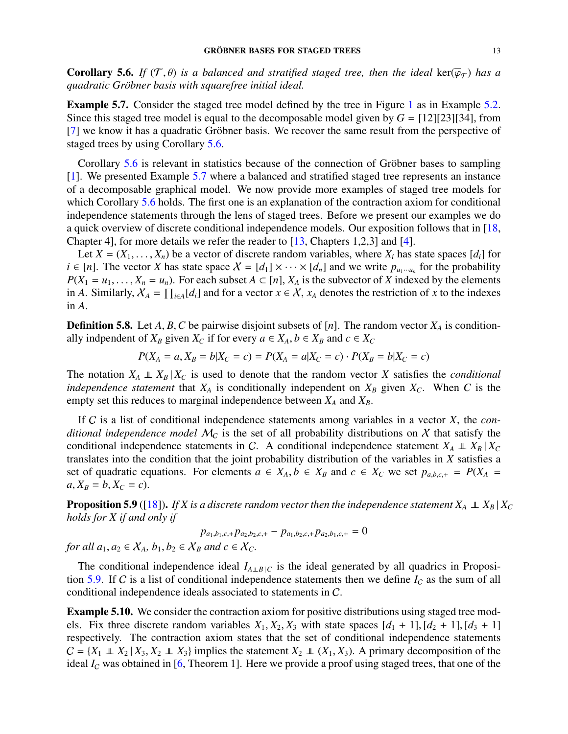**Corollary 5.6.** *If $(\mathcal{T}, \theta)$ is a balanced and stratified staged tree, then the ideal $\ker(\overline{\varphi}_{\mathcal{T}})$ has a quadratic Gröbner basis with squarefree initial ideal.*

**Example 5.7.** Consider the staged tree model defined by the tree in Figure 1 as in Example 5.2. Since this staged tree model is equal to the decomposable model given by $G = [12][23][34]$, from [7] we know it has a quadratic Gröbner basis. We recover the same result from the perspective of staged trees by using Corollary 5.6.

Corollary 5.6 is relevant in statistics because of the connection of Gröbner bases to sampling [1]. We presented Example 5.7 where a balanced and stratified staged tree represents an instance of a decomposable graphical model. We now provide more examples of staged tree models for which Corollary 5.6 holds. The first one is an explanation of the contraction axiom for conditional independence statements through the lens of staged trees. Before we present our examples we do a quick overview of discrete conditional independence models. Our exposition follows that in [18, Chapter 4], for more details we refer the reader to [13, Chapters 1,2,3] and [4].

Let $X = (X_1, \ldots, X_n)$ be a vector of discrete random variables, where $X_i$ has state spaces $[d_i]$ for $i \in [n]$. The vector $X$ has state space $\mathcal{X} = [d_1] \times \cdots \times [d_n]$ and we write $p_{u_1 \cdots u_n}$ for the probability $P(X_1 = u_1, \ldots, X_n = u_n)$. For each subset $A \subset [n]$, $X_A$ is the subvector of $X$ indexed by the elements in $A$. Similarly, $\mathcal{X}_A = \prod_{i \in A} [d_i]$ and for a vector $x \in \mathcal{X}$, $x_A$ denotes the restriction of $x$ to the indexes in $A$.

**Definition 5.8.** Let $A, B, C$ be pairwise disjoint subsets of $[n]$. The random vector $X_A$ is conditionally indpendent of $X_B$ given $X_C$ if for every $a \in X_A, b \in X_B$ and $c \in X_C$

$$P(X_A = a, X_B = b | X_C = c) = P(X_A = a | X_C = c) \cdot P(X_B = b | X_C = c)$$

The notation $X_A \perp\!\!\!\perp X_B \,|\, X_C$ is used to denote that the random vector $X$ satisfies the *conditional independence statement* that $X_A$ is conditionally independent on $X_B$ given $X_C$. When $C$ is the empty set this reduces to marginal independence between $X_A$ and $X_B$.

If $\mathcal{C}$ is a list of conditional independence statements among variables in a vector $X$, the *conditional independence model* $\mathcal{M}_{\mathcal{C}}$ is the set of all probability distributions on $\mathcal{X}$ that satisfy the conditional independence statements in $\mathcal{C}$. A conditional independence statement $X_A \perp\!\!\!\perp X_B \,|\, X_C$ translates into the condition that the joint probability distribution of the variables in $X$ satisfies a set of quadratic equations. For elements $a \in \mathcal{X}_A, b \in \mathcal{X}_B$ and $c \in \mathcal{X}_C$ we set $p_{a,b,c,+} = P(X_A = a, X_B = b, X_C = c)$.

**Proposition 5.9** ([18]). *If $X$ is a discrete random vector then the independence statement $X_A \perp\!\!\!\perp X_B \,|\, X_C$ holds for $X$ if and only if*

$$p_{a_1,b_1,c,+} p_{a_2,b_2,c,+} - p_{a_1,b_2,c,+} p_{a_2,b_1,c,+} = 0$$

*for all $a_1, a_2 \in \mathcal{X}_A$, $b_1, b_2 \in \mathcal{X}_B$ and $c \in \mathcal{X}_C$.*

The conditional independence ideal $I_{A \perp\!\!\!\perp B|C}$ is the ideal generated by all quadrics in Proposition 5.9. If $\mathcal{C}$ is a list of conditional independence statements then we define $I_{\mathcal{C}}$ as the sum of all conditional independence ideals associated to statements in $\mathcal{C}$.

**Example 5.10.** We consider the contraction axiom for positive distributions using staged tree models. Fix three discrete random variables $X_1, X_2, X_3$ with state spaces $[d_1 + 1], [d_2 + 1], [d_3 + 1]$ respectively. The contraction axiom states that the set of conditional independence statements $\mathcal{C} = \{X_1 \perp\!\!\!\perp X_2 \,|\, X_3, X_2 \perp\!\!\!\perp X_3\}$ implies the statement $X_2 \perp\!\!\!\perp (X_1, X_3)$. A primary decomposition of the ideal $I_{\mathcal{C}}$ was obtained in [6, Theorem 1]. Here we provide a proof using staged trees, that one of the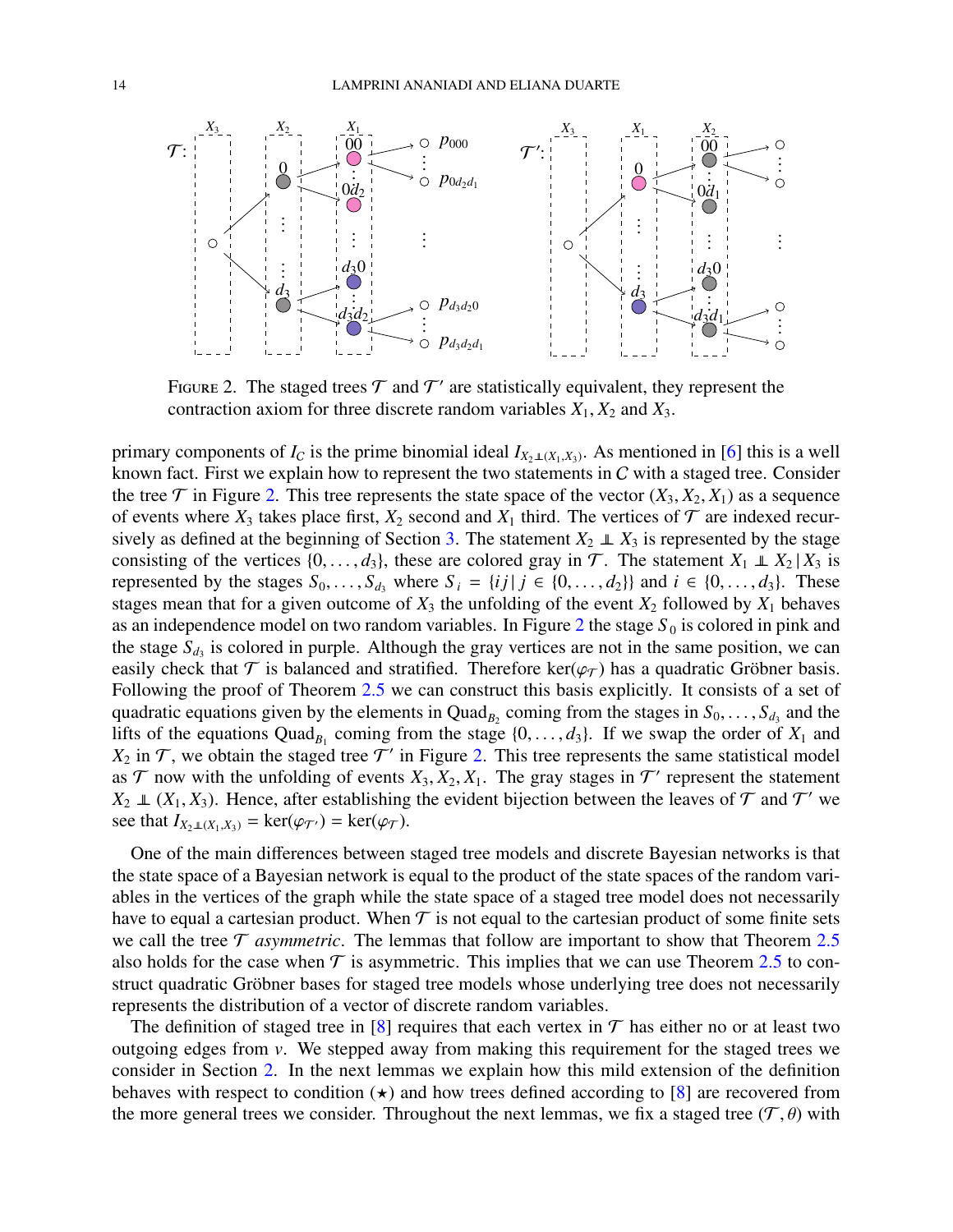FIGURE 2. The staged trees $\mathcal{T}$ and $\mathcal{T}'$ are statistically equivalent, they represent the contraction axiom for three discrete random variables $X_1, X_2$ and $X_3$.

primary components of $I_C$ is the prime binomial ideal $I_{X_2 \perp\!\!\!\perp (X_1,X_3)}$. As mentioned in [6] this is a well known fact. First we explain how to represent the two statements in $C$ with a staged tree. Consider the tree $\mathcal{T}$ in Figure 2. This tree represents the state space of the vector $(X_3, X_2, X_1)$ as a sequence of events where $X_3$ takes place first, $X_2$ second and $X_1$ third. The vertices of $\mathcal{T}$ are indexed recursively as defined at the beginning of Section 3. The statement $X_2 \perp\!\!\!\perp X_3$ is represented by the stage consisting of the vertices $\{0, \dots, d_3\}$, these are colored gray in $\mathcal{T}$. The statement $X_1 \perp\!\!\!\perp X_2 \,|\, X_3$ is represented by the stages $S_0, \dots, S_{d_3}$ where $S_i = \{ij \,|\, j \in \{0, \dots, d_2\}\}$ and $i \in \{0, \dots, d_3\}$. These stages mean that for a given outcome of $X_3$ the unfolding of the event $X_2$ followed by $X_1$ behaves as an independence model on two random variables. In Figure 2 the stage $S_0$ is colored in pink and the stage $S_{d_3}$ is colored in purple. Although the gray vertices are not in the same position, we can easily check that $\mathcal{T}$ is balanced and stratified. Therefore $\ker(\varphi_{\mathcal{T}})$ has a quadratic Gröbner basis. Following the proof of Theorem 2.5 we can construct this basis explicitly. It consists of a set of quadratic equations given by the elements in $\mathrm{Quad}_{B_2}$ coming from the stages in $S_0, \dots, S_{d_3}$ and the lifts of the equations $\mathrm{Quad}_{B_1}$ coming from the stage $\{0, \dots, d_3\}$. If we swap the order of $X_1$ and $X_2$ in $\mathcal{T}$, we obtain the staged tree $\mathcal{T}'$ in Figure 2. This tree represents the same statistical model as $\mathcal{T}$ now with the unfolding of events $X_3, X_2, X_1$. The gray stages in $\mathcal{T}'$ represent the statement $X_2 \perp\!\!\!\perp (X_1, X_3)$. Hence, after establishing the evident bijection between the leaves of $\mathcal{T}$ and $\mathcal{T}'$ we see that $I_{X_2 \perp\!\!\!\perp (X_1,X_3)} = \ker(\varphi_{\mathcal{T}'}) = \ker(\varphi_{\mathcal{T}})$.

One of the main differences between staged tree models and discrete Bayesian networks is that the state space of a Bayesian network is equal to the product of the state spaces of the random variables in the vertices of the graph while the state space of a staged tree model does not necessarily have to equal a cartesian product. When $\mathcal{T}$ is not equal to the cartesian product of some finite sets we call the tree $\mathcal{T}$ *asymmetric*. The lemmas that follow are important to show that Theorem 2.5 also holds for the case when $\mathcal{T}$ is asymmetric. This implies that we can use Theorem 2.5 to construct quadratic Gröbner bases for staged tree models whose underlying tree does not necessarily represents the distribution of a vector of discrete random variables.

The definition of staged tree in [8] requires that each vertex in $\mathcal{T}$ has either no or at least two outgoing edges from $v$. We stepped away from making this requirement for the staged trees we consider in Section 2. In the next lemmas we explain how this mild extension of the definition behaves with respect to condition $(\star)$ and how trees defined according to [8] are recovered from the more general trees we consider. Throughout the next lemmas, we fix a staged tree $(\mathcal{T}, \theta)$ with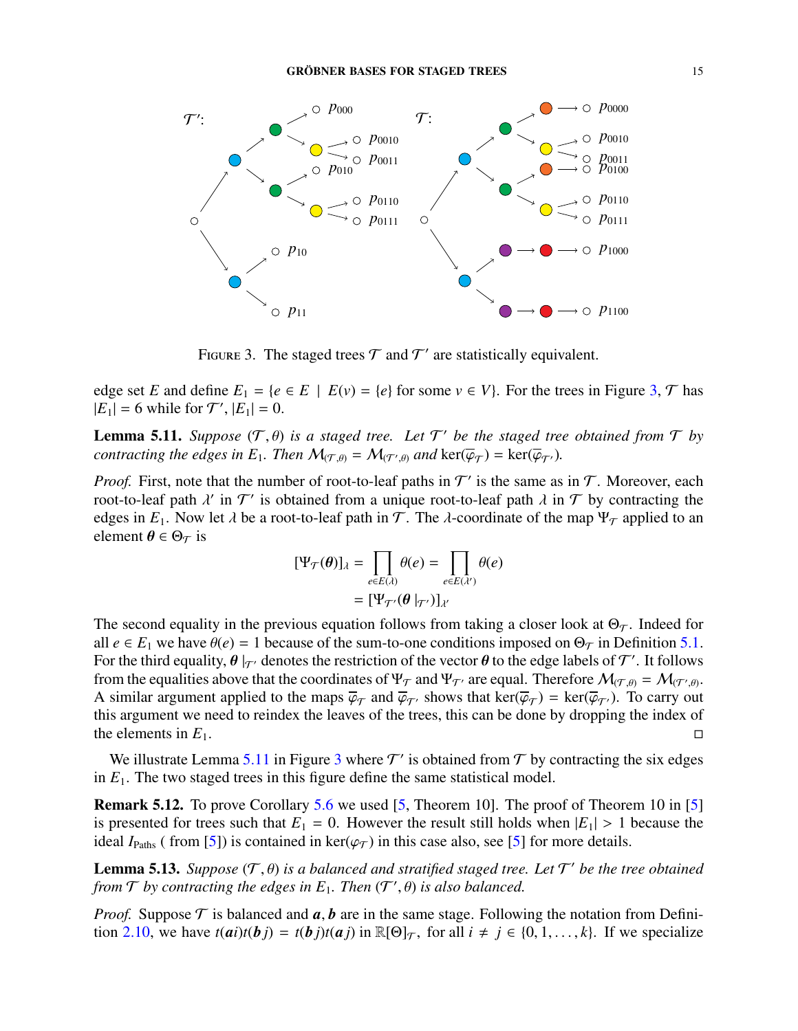FIGURE 3. The staged trees $\mathcal{T}$ and $\mathcal{T}'$ are statistically equivalent.

edge set $E$ and define $E_1 = \{e \in E \mid E(v) = \{e\} \text{ for some } v \in V\}$. For the trees in Figure 3, $\mathcal{T}$ has $|E_1| = 6$ while for $\mathcal{T}'$, $|E_1| = 0$.

**Lemma 5.11.** *Suppose $(\mathcal{T}, \theta)$ is a staged tree. Let $\mathcal{T}'$ be the staged tree obtained from $\mathcal{T}$ by contracting the edges in $E_1$. Then $\mathcal{M}_{(\mathcal{T},\theta)} = \mathcal{M}_{(\mathcal{T}',\theta)}$ and $\ker(\overline{\varphi}_{\mathcal{T}}) = \ker(\overline{\varphi}_{\mathcal{T}'})$.*

*Proof.* First, note that the number of root-to-leaf paths in $\mathcal{T}'$ is the same as in $\mathcal{T}$. Moreover, each root-to-leaf path $\lambda'$ in $\mathcal{T}'$ is obtained from a unique root-to-leaf path $\lambda$ in $\mathcal{T}$ by contracting the edges in $E_1$. Now let $\lambda$ be a root-to-leaf path in $\mathcal{T}$. The $\lambda$-coordinate of the map $\Psi_{\mathcal{T}}$ applied to an element $\boldsymbol{\theta} \in \Theta_{\mathcal{T}}$ is

$$
\begin{aligned}
[\Psi_{\mathcal{T}}(\boldsymbol{\theta})]_{\lambda} &= \prod_{e \in E(\lambda)} \theta(e) = \prod_{e \in E(\lambda')} \theta(e) \\
&= [\Psi_{\mathcal{T}'}(\boldsymbol{\theta}\,|_{\mathcal{T}'})]_{\lambda'}
\end{aligned}
$$

The second equality in the previous equation follows from taking a closer look at $\Theta_{\mathcal{T}}$. Indeed for all $e \in E_1$ we have $\theta(e) = 1$ because of the sum-to-one conditions imposed on $\Theta_{\mathcal{T}}$ in Definition 5.1. For the third equality, $\boldsymbol{\theta}\,|_{\mathcal{T}'}$ denotes the restriction of the vector $\boldsymbol{\theta}$ to the edge labels of $\mathcal{T}'$. It follows from the equalities above that the coordinates of $\Psi_{\mathcal{T}}$ and $\Psi_{\mathcal{T}'}$ are equal. Therefore $\mathcal{M}_{(\mathcal{T},\theta)} = \mathcal{M}_{(\mathcal{T}',\theta)}$. A similar argument applied to the maps $\overline{\varphi}_{\mathcal{T}}$ and $\overline{\varphi}_{\mathcal{T}'}$ shows that $\ker(\overline{\varphi}_{\mathcal{T}}) = \ker(\overline{\varphi}_{\mathcal{T}'})$. To carry out this argument we need to reindex the leaves of the trees, this can be done by dropping the index of the elements in $E_1$. $\square$

We illustrate Lemma 5.11 in Figure 3 where $\mathcal{T}'$ is obtained from $\mathcal{T}$ by contracting the six edges in $E_1$. The two staged trees in this figure define the same statistical model.

**Remark 5.12.** To prove Corollary 5.6 we used [5, Theorem 10]. The proof of Theorem 10 in [5] is presented for trees such that $E_1 = 0$. However the result still holds when $|E_1| > 1$ because the ideal $I_{\text{Paths}}$ ( from [5]) is contained in $\ker(\varphi_{\mathcal{T}})$ in this case also, see [5] for more details.

**Lemma 5.13.** *Suppose $(\mathcal{T}, \theta)$ is a balanced and stratified staged tree. Let $\mathcal{T}'$ be the tree obtained from $\mathcal{T}$ by contracting the edges in $E_1$. Then $(\mathcal{T}', \theta)$ is also balanced.*

*Proof.* Suppose $\mathcal{T}$ is balanced and $\boldsymbol{a}, \boldsymbol{b}$ are in the same stage. Following the notation from Definition 2.10, we have $t(\boldsymbol{a}i)t(\boldsymbol{b}j) = t(\boldsymbol{b}j)t(\boldsymbol{a}j)$ in $\mathbb{R}[\Theta]_{\mathcal{T}}$, for all $i \neq j \in \{0, 1, \ldots, k\}$. If we specialize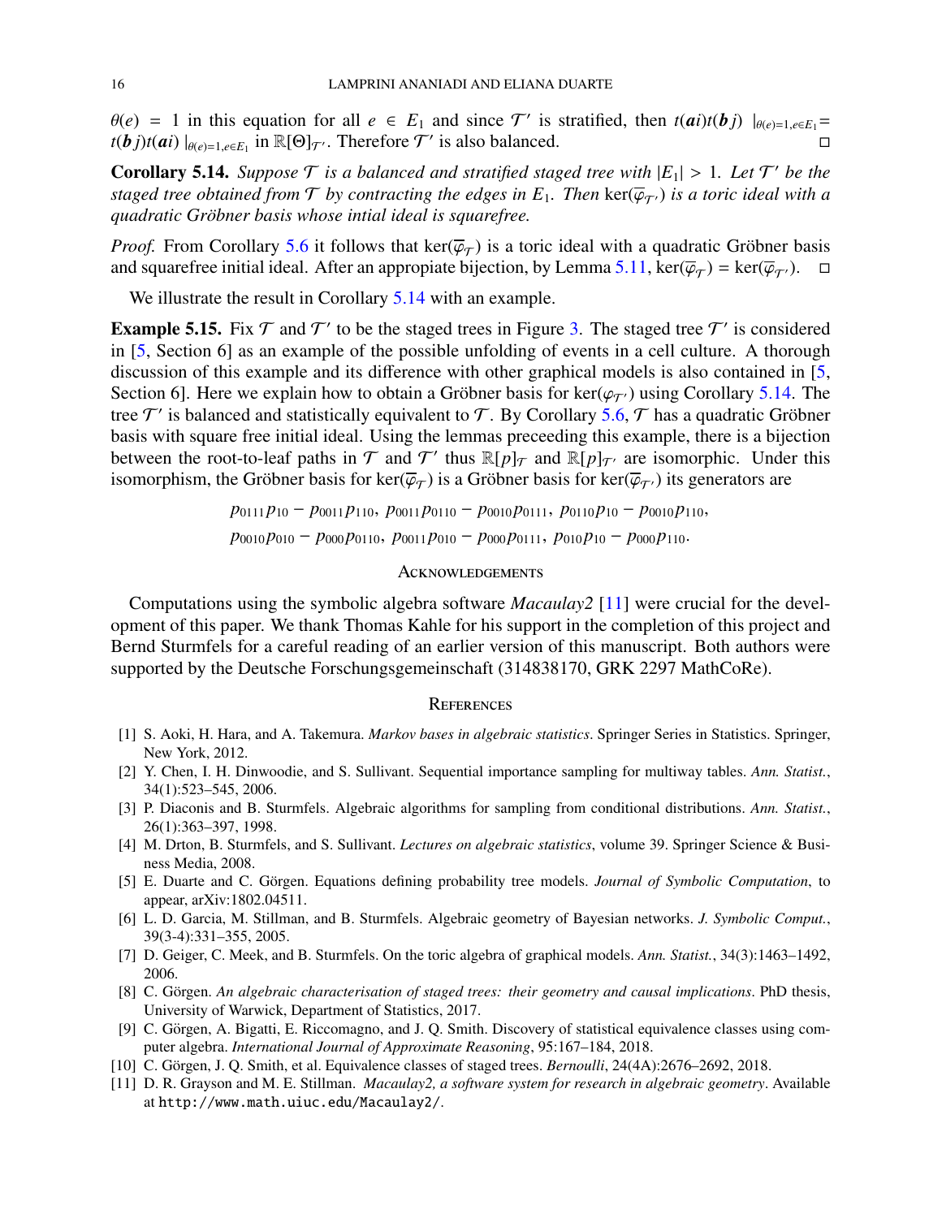$\theta(e) = 1$ in this equation for all $e \in E_1$ and since $\mathcal{T}'$ is stratified, then $t(\boldsymbol{a}i)t(\boldsymbol{b}j)\mid_{\theta(e)=1, e\in E_1} = t(\boldsymbol{b}j)t(\boldsymbol{a}i)\mid_{\theta(e)=1, e\in E_1}$ in $\mathbb{R}[\Theta]_{\mathcal{T}'}$. Therefore $\mathcal{T}'$ is also balanced. □

**Corollary 5.14.** *Suppose $\mathcal{T}$ is a balanced and stratified staged tree with $|E_1| > 1$. Let $\mathcal{T}'$ be the staged tree obtained from $\mathcal{T}$ by contracting the edges in $E_1$. Then $\ker(\overline{\varphi}_{\mathcal{T}'})$ is a toric ideal with a quadratic Gröbner basis whose intial ideal is squarefree.*

*Proof.* From Corollary 5.6 it follows that $\ker(\overline{\varphi}_{\mathcal{T}})$ is a toric ideal with a quadratic Gröbner basis and squarefree initial ideal. After an appropiate bijection, by Lemma 5.11, $\ker(\overline{\varphi}_{\mathcal{T}}) = \ker(\overline{\varphi}_{\mathcal{T}'})$. □

We illustrate the result in Corollary 5.14 with an example.

**Example 5.15.** Fix $\mathcal{T}$ and $\mathcal{T}'$ to be the staged trees in Figure 3. The staged tree $\mathcal{T}'$ is considered in [5, Section 6] as an example of the possible unfolding of events in a cell culture. A thorough discussion of this example and its difference with other graphical models is also contained in [5, Section 6]. Here we explain how to obtain a Gröbner basis for $\ker(\varphi_{\mathcal{T}'})$ using Corollary 5.14. The tree $\mathcal{T}'$ is balanced and statistically equivalent to $\mathcal{T}$. By Corollary 5.6, $\mathcal{T}$ has a quadratic Gröbner basis with square free initial ideal. Using the lemmas preceeding this example, there is a bijection between the root-to-leaf paths in $\mathcal{T}$ and $\mathcal{T}'$ thus $\mathbb{R}[p]_{\mathcal{T}}$ and $\mathbb{R}[p]_{\mathcal{T}'}$ are isomorphic. Under this isomorphism, the Gröbner basis for $\ker(\overline{\varphi}_{\mathcal{T}})$ is a Gröbner basis for $\ker(\overline{\varphi}_{\mathcal{T}'})$ its generators are

$$p_{0111}p_{10} - p_{0011}p_{110},\ p_{0011}p_{0110} - p_{0010}p_{0111},\ p_{0110}p_{10} - p_{0010}p_{110},$$
$$p_{0010}p_{010} - p_{000}p_{0110},\ p_{0011}p_{010} - p_{000}p_{0111},\ p_{010}p_{10} - p_{000}p_{110}.$$

## Acknowledgements

Computations using the symbolic algebra software *Macaulay2* [11] were crucial for the development of this paper. We thank Thomas Kahle for his support in the completion of this project and Bernd Sturmfels for a careful reading of an earlier version of this manuscript. Both authors were supported by the Deutsche Forschungsgemeinschaft (314838170, GRK 2297 MathCoRe).

## References

[1] S. Aoki, H. Hara, and A. Takemura. *Markov bases in algebraic statistics*. Springer Series in Statistics. Springer, New York, 2012.

[2] Y. Chen, I. H. Dinwoodie, and S. Sullivant. Sequential importance sampling for multiway tables. *Ann. Statist.*, 34(1):523–545, 2006.

[3] P. Diaconis and B. Sturmfels. Algebraic algorithms for sampling from conditional distributions. *Ann. Statist.*, 26(1):363–397, 1998.

[4] M. Drton, B. Sturmfels, and S. Sullivant. *Lectures on algebraic statistics*, volume 39. Springer Science & Business Media, 2008.

[5] E. Duarte and C. Görgen. Equations defining probability tree models. *Journal of Symbolic Computation*, to appear, arXiv:1802.04511.

[6] L. D. Garcia, M. Stillman, and B. Sturmfels. Algebraic geometry of Bayesian networks. *J. Symbolic Comput.*, 39(3-4):331–355, 2005.

[7] D. Geiger, C. Meek, and B. Sturmfels. On the toric algebra of graphical models. *Ann. Statist.*, 34(3):1463–1492, 2006.

[8] C. Görgen. *An algebraic characterisation of staged trees: their geometry and causal implications*. PhD thesis, University of Warwick, Department of Statistics, 2017.

[9] C. Görgen, A. Bigatti, E. Riccomagno, and J. Q. Smith. Discovery of statistical equivalence classes using computer algebra. *International Journal of Approximate Reasoning*, 95:167–184, 2018.

[10] C. Görgen, J. Q. Smith, et al. Equivalence classes of staged trees. *Bernoulli*, 24(4A):2676–2692, 2018.

[11] D. R. Grayson and M. E. Stillman. *Macaulay2, a software system for research in algebraic geometry*. Available at http://www.math.uiuc.edu/Macaulay2/.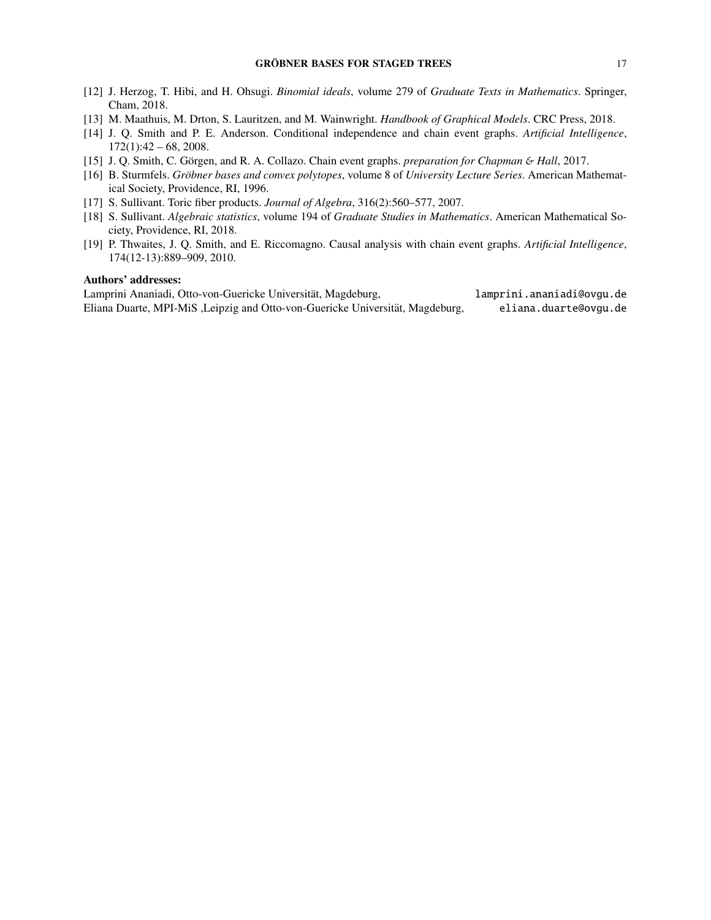[12] J. Herzog, T. Hibi, and H. Ohsugi. *Binomial ideals*, volume 279 of *Graduate Texts in Mathematics*. Springer, Cham, 2018.

[13] M. Maathuis, M. Drton, S. Lauritzen, and M. Wainwright. *Handbook of Graphical Models*. CRC Press, 2018.

[14] J. Q. Smith and P. E. Anderson. Conditional independence and chain event graphs. *Artificial Intelligence*, 172(1):42 – 68, 2008.

[15] J. Q. Smith, C. Görgen, and R. A. Collazo. Chain event graphs. *preparation for Chapman & Hall*, 2017.

[16] B. Sturmfels. *Gröbner bases and convex polytopes*, volume 8 of *University Lecture Series*. American Mathematical Society, Providence, RI, 1996.

[17] S. Sullivant. Toric fiber products. *Journal of Algebra*, 316(2):560–577, 2007.

[18] S. Sullivant. *Algebraic statistics*, volume 194 of *Graduate Studies in Mathematics*. American Mathematical Society, Providence, RI, 2018.

[19] P. Thwaites, J. Q. Smith, and E. Riccomagno. Causal analysis with chain event graphs. *Artificial Intelligence*, 174(12-13):889–909, 2010.

**Authors' addresses:**

Lamprini Ananiadi, Otto-von-Guericke Universität, Magdeburg, lamprini.ananiadi@ovgu.de

Eliana Duarte, MPI-MiS ,Leipzig and Otto-von-Guericke Universität, Magdeburg, eliana.duarte@ovgu.de